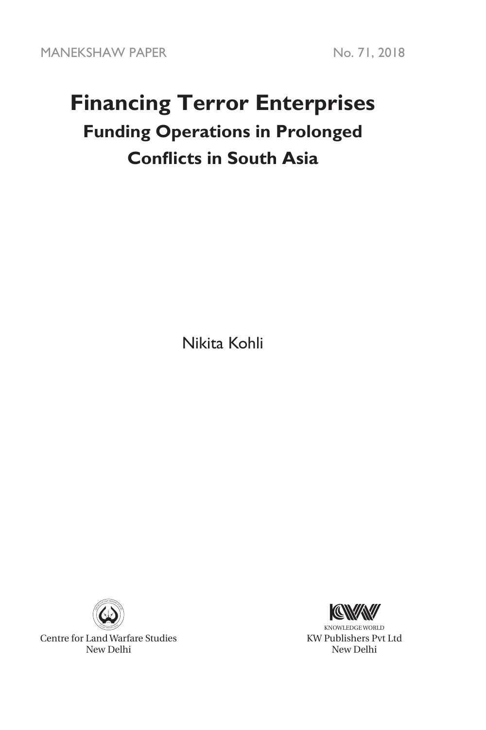MANEKSHAW PAPER No. 71, 2018

# Financing Terror Enterprises

## Funding Operations in Prolonged Conflicts in South Asia

Nikita Kohli

Centre for Land Warfare Studies
New Delhi

KNOWLEDGE WORLD
KW Publishers Pvt Ltd
New Delhi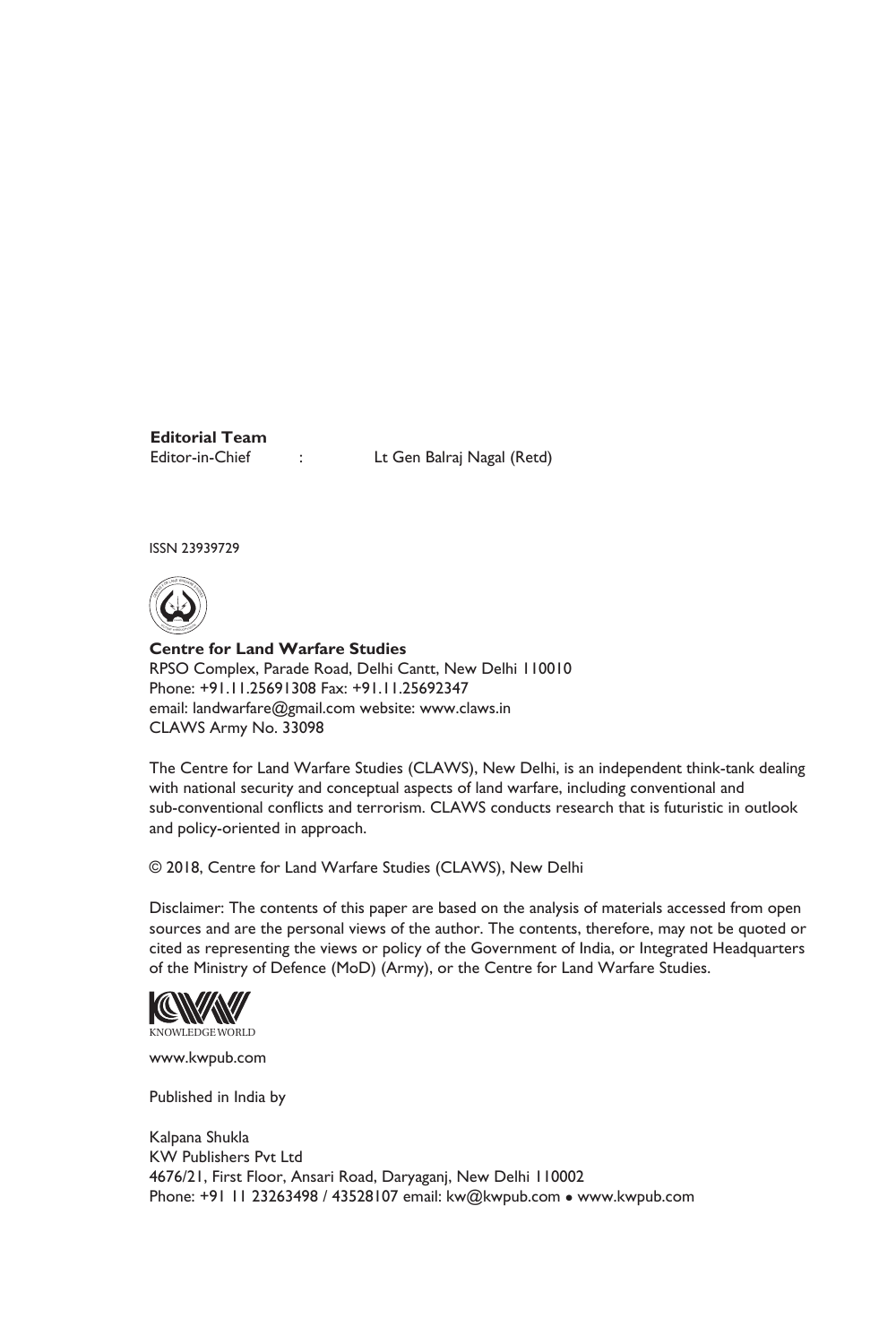**Editorial Team**

Editor-in-Chief : Lt Gen Balraj Nagal (Retd)

ISSN 23939729

**Centre for Land Warfare Studies**
RPSO Complex, Parade Road, Delhi Cantt, New Delhi 110010
Phone: +91.11.25691308 Fax: +91.11.25692347
email: landwarfare@gmail.com website: www.claws.in
CLAWS Army No. 33098

The Centre for Land Warfare Studies (CLAWS), New Delhi, is an independent think-tank dealing with national security and conceptual aspects of land warfare, including conventional and sub-conventional conflicts and terrorism. CLAWS conducts research that is futuristic in outlook and policy-oriented in approach.

© 2018, Centre for Land Warfare Studies (CLAWS), New Delhi

Disclaimer: The contents of this paper are based on the analysis of materials accessed from open sources and are the personal views of the author. The contents, therefore, may not be quoted or cited as representing the views or policy of the Government of India, or Integrated Headquarters of the Ministry of Defence (MoD) (Army), or the Centre for Land Warfare Studies.

KNOWLEDGE WORLD

www.kwpub.com

Published in India by

Kalpana Shukla
KW Publishers Pvt Ltd
4676/21, First Floor, Ansari Road, Daryaganj, New Delhi 110002
Phone: +91 11 23263498 / 43528107 email: kw@kwpub.com • www.kwpub.com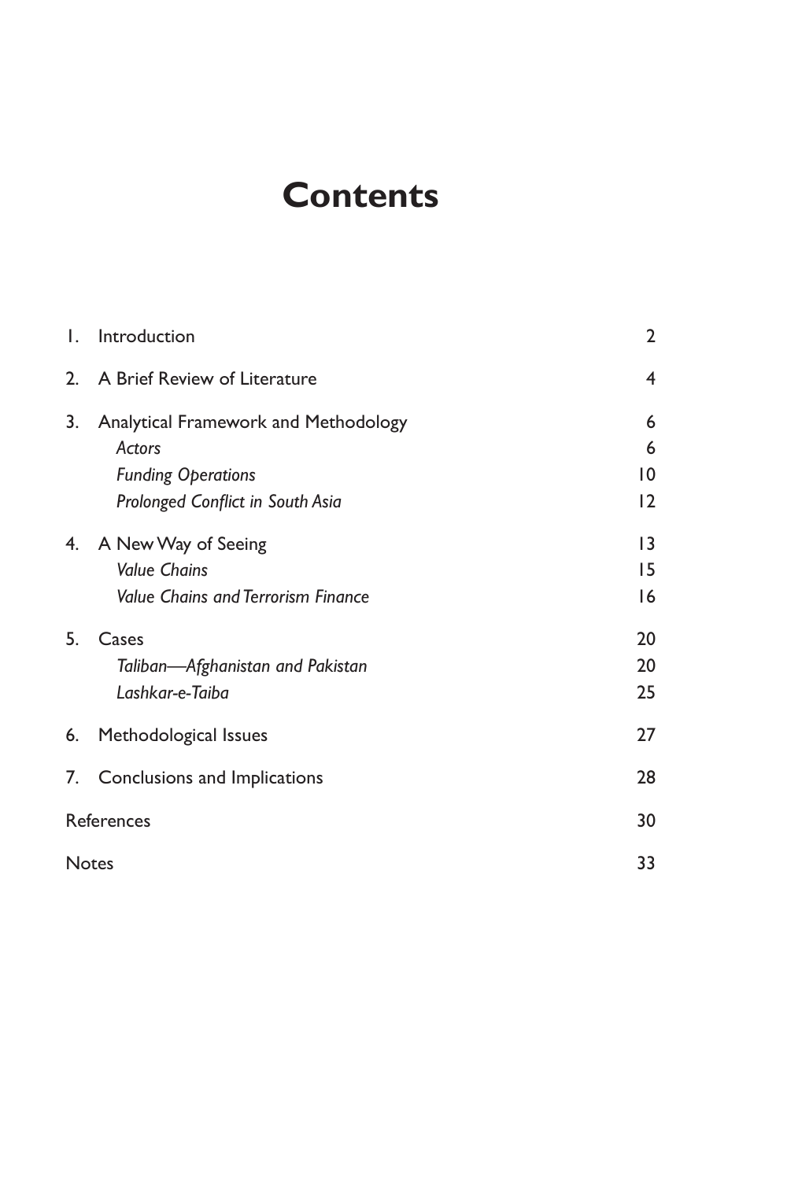# Contents

| | | |
|---|---|---|
| 1. | Introduction | 2 |
| 2. | A Brief Review of Literature | 4 |
| 3. | Analytical Framework and Methodology | 6 |
| | *Actors* | 6 |
| | *Funding Operations* | 10 |
| | *Prolonged Conflict in South Asia* | 12 |
| 4. | A New Way of Seeing | 13 |
| | *Value Chains* | 15 |
| | *Value Chains and Terrorism Finance* | 16 |
| 5. | Cases | 20 |
| | *Taliban—Afghanistan and Pakistan* | 20 |
| | *Lashkar-e-Taiba* | 25 |
| 6. | Methodological Issues | 27 |
| 7. | Conclusions and Implications | 28 |
| References | | 30 |
| Notes | | 33 |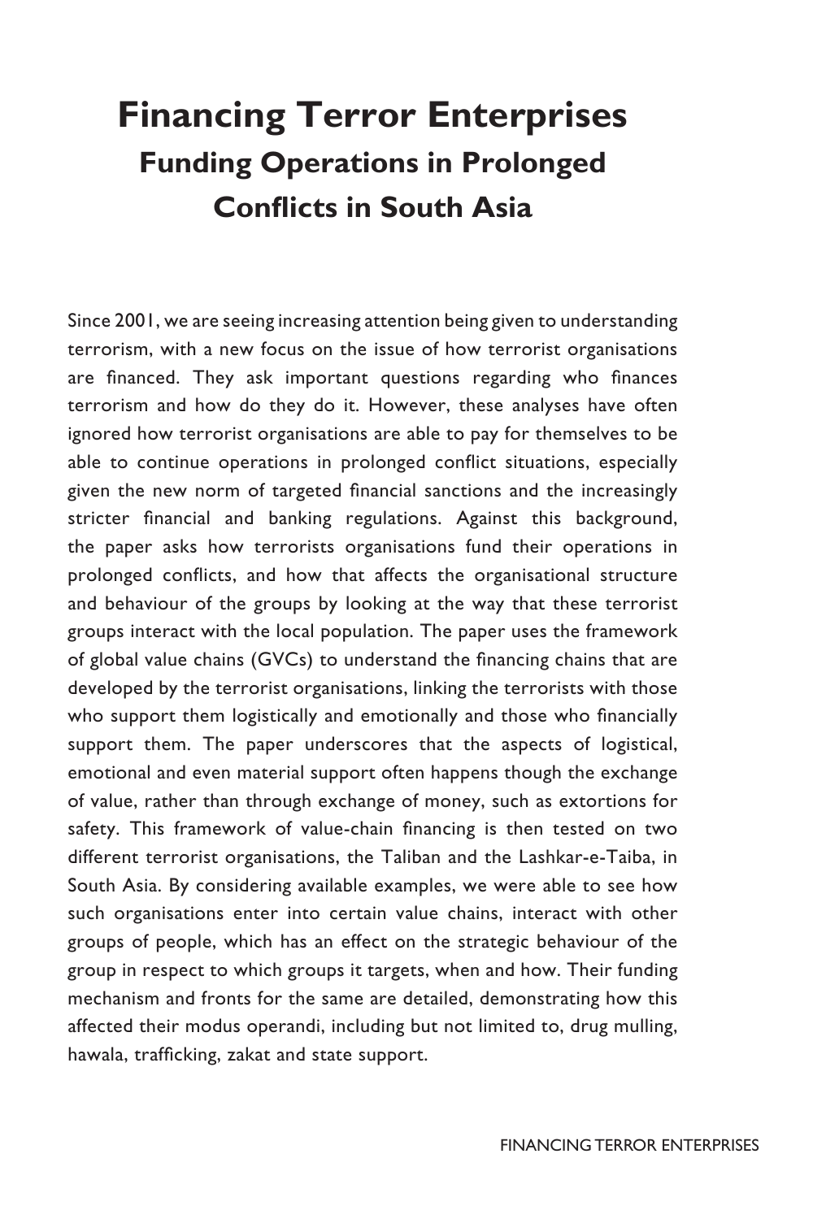# Financing Terror Enterprises

## Funding Operations in Prolonged Conflicts in South Asia

Since 2001, we are seeing increasing attention being given to understanding terrorism, with a new focus on the issue of how terrorist organisations are financed. They ask important questions regarding who finances terrorism and how do they do it. However, these analyses have often ignored how terrorist organisations are able to pay for themselves to be able to continue operations in prolonged conflict situations, especially given the new norm of targeted financial sanctions and the increasingly stricter financial and banking regulations. Against this background, the paper asks how terrorists organisations fund their operations in prolonged conflicts, and how that affects the organisational structure and behaviour of the groups by looking at the way that these terrorist groups interact with the local population. The paper uses the framework of global value chains (GVCs) to understand the financing chains that are developed by the terrorist organisations, linking the terrorists with those who support them logistically and emotionally and those who financially support them. The paper underscores that the aspects of logistical, emotional and even material support often happens though the exchange of value, rather than through exchange of money, such as extortions for safety. This framework of value-chain financing is then tested on two different terrorist organisations, the Taliban and the Lashkar-e-Taiba, in South Asia. By considering available examples, we were able to see how such organisations enter into certain value chains, interact with other groups of people, which has an effect on the strategic behaviour of the group in respect to which groups it targets, when and how. Their funding mechanism and fronts for the same are detailed, demonstrating how this affected their modus operandi, including but not limited to, drug mulling, hawala, trafficking, zakat and state support.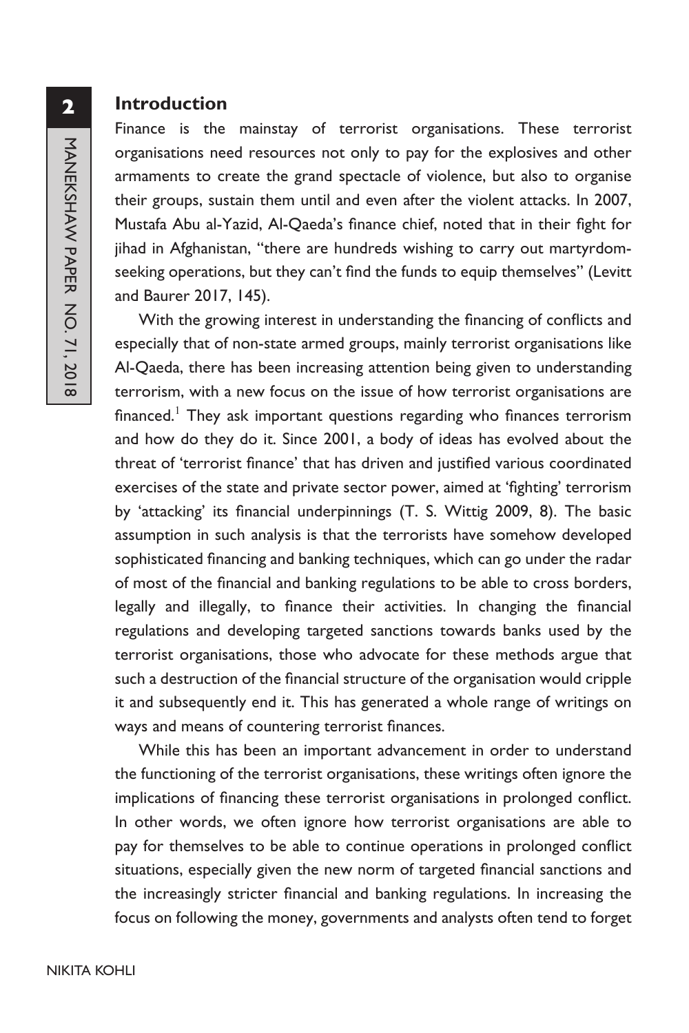## Introduction

Finance is the mainstay of terrorist organisations. These terrorist organisations need resources not only to pay for the explosives and other armaments to create the grand spectacle of violence, but also to organise their groups, sustain them until and even after the violent attacks. In 2007, Mustafa Abu al-Yazid, Al-Qaeda's finance chief, noted that in their fight for jihad in Afghanistan, "there are hundreds wishing to carry out martyrdom-seeking operations, but they can't find the funds to equip themselves" (Levitt and Baurer 2017, 145).

With the growing interest in understanding the financing of conflicts and especially that of non-state armed groups, mainly terrorist organisations like Al-Qaeda, there has been increasing attention being given to understanding terrorism, with a new focus on the issue of how terrorist organisations are financed.[1] They ask important questions regarding who finances terrorism and how do they do it. Since 2001, a body of ideas has evolved about the threat of 'terrorist finance' that has driven and justified various coordinated exercises of the state and private sector power, aimed at 'fighting' terrorism by 'attacking' its financial underpinnings (T. S. Wittig 2009, 8). The basic assumption in such analysis is that the terrorists have somehow developed sophisticated financing and banking techniques, which can go under the radar of most of the financial and banking regulations to be able to cross borders, legally and illegally, to finance their activities. In changing the financial regulations and developing targeted sanctions towards banks used by the terrorist organisations, those who advocate for these methods argue that such a destruction of the financial structure of the organisation would cripple it and subsequently end it. This has generated a whole range of writings on ways and means of countering terrorist finances.

While this has been an important advancement in order to understand the functioning of the terrorist organisations, these writings often ignore the implications of financing these terrorist organisations in prolonged conflict. In other words, we often ignore how terrorist organisations are able to pay for themselves to be able to continue operations in prolonged conflict situations, especially given the new norm of targeted financial sanctions and the increasingly stricter financial and banking regulations. In increasing the focus on following the money, governments and analysts often tend to forget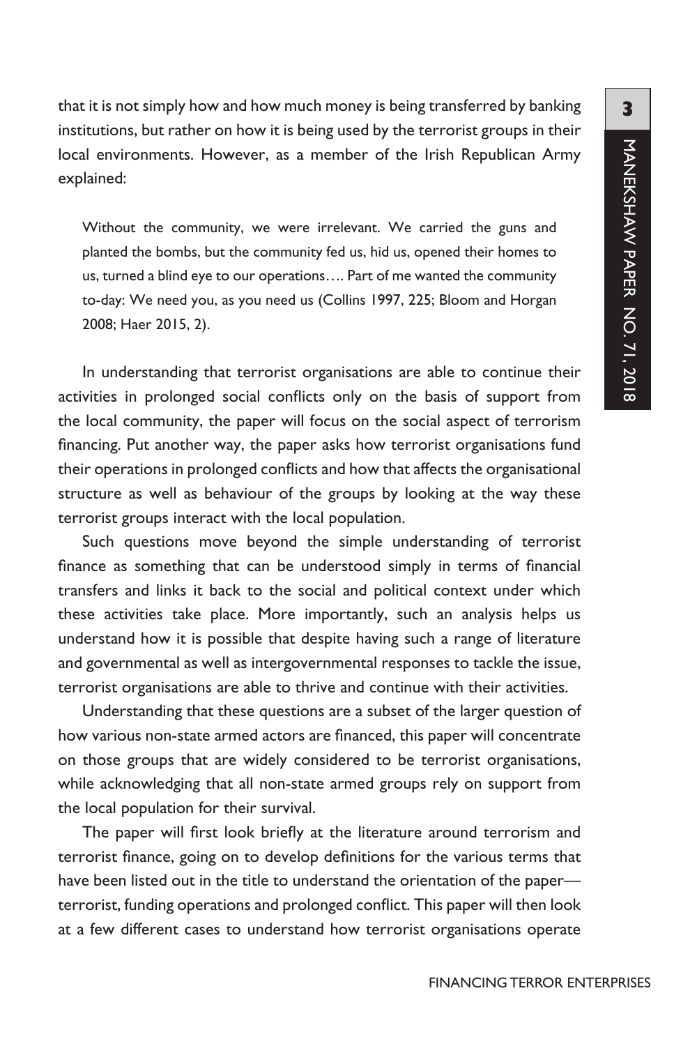that it is not simply how and how much money is being transferred by banking institutions, but rather on how it is being used by the terrorist groups in their local environments. However, as a member of the Irish Republican Army explained:

> Without the community, we were irrelevant. We carried the guns and planted the bombs, but the community fed us, hid us, opened their homes to us, turned a blind eye to our operations…. Part of me wanted the community to-day: We need you, as you need us (Collins 1997, 225; Bloom and Horgan 2008; Haer 2015, 2).

In understanding that terrorist organisations are able to continue their activities in prolonged social conflicts only on the basis of support from the local community, the paper will focus on the social aspect of terrorism financing. Put another way, the paper asks how terrorist organisations fund their operations in prolonged conflicts and how that affects the organisational structure as well as behaviour of the groups by looking at the way these terrorist groups interact with the local population.

Such questions move beyond the simple understanding of terrorist finance as something that can be understood simply in terms of financial transfers and links it back to the social and political context under which these activities take place. More importantly, such an analysis helps us understand how it is possible that despite having such a range of literature and governmental as well as intergovernmental responses to tackle the issue, terrorist organisations are able to thrive and continue with their activities.

Understanding that these questions are a subset of the larger question of how various non-state armed actors are financed, this paper will concentrate on those groups that are widely considered to be terrorist organisations, while acknowledging that all non-state armed groups rely on support from the local population for their survival.

The paper will first look briefly at the literature around terrorism and terrorist finance, going on to develop definitions for the various terms that have been listed out in the title to understand the orientation of the paper—terrorist, funding operations and prolonged conflict. This paper will then look at a few different cases to understand how terrorist organisations operate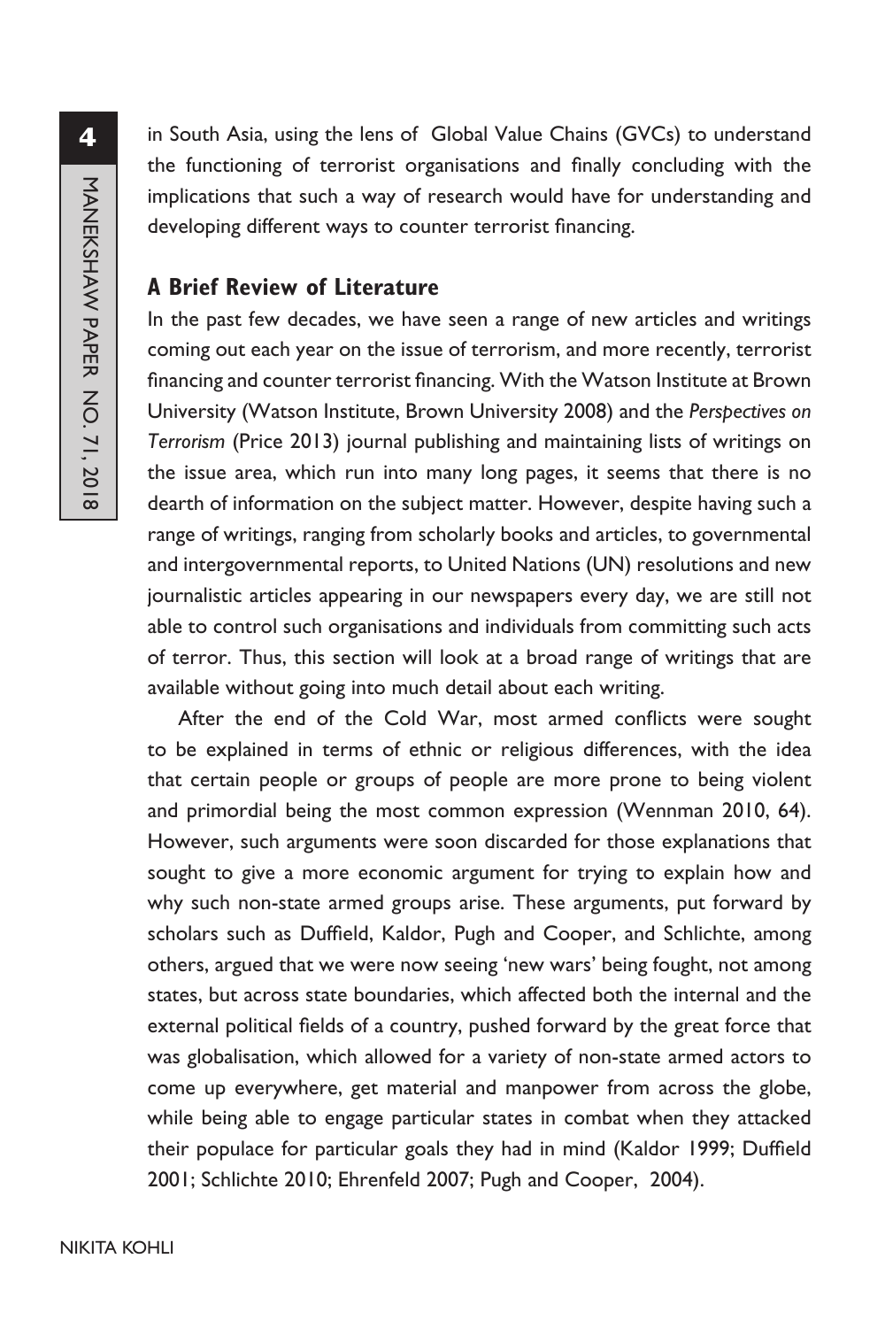in South Asia, using the lens of Global Value Chains (GVCs) to understand the functioning of terrorist organisations and finally concluding with the implications that such a way of research would have for understanding and developing different ways to counter terrorist financing.

## A Brief Review of Literature

In the past few decades, we have seen a range of new articles and writings coming out each year on the issue of terrorism, and more recently, terrorist financing and counter terrorist financing. With the Watson Institute at Brown University (Watson Institute, Brown University 2008) and the *Perspectives on Terrorism* (Price 2013) journal publishing and maintaining lists of writings on the issue area, which run into many long pages, it seems that there is no dearth of information on the subject matter. However, despite having such a range of writings, ranging from scholarly books and articles, to governmental and intergovernmental reports, to United Nations (UN) resolutions and new journalistic articles appearing in our newspapers every day, we are still not able to control such organisations and individuals from committing such acts of terror. Thus, this section will look at a broad range of writings that are available without going into much detail about each writing.

After the end of the Cold War, most armed conflicts were sought to be explained in terms of ethnic or religious differences, with the idea that certain people or groups of people are more prone to being violent and primordial being the most common expression (Wennman 2010, 64). However, such arguments were soon discarded for those explanations that sought to give a more economic argument for trying to explain how and why such non-state armed groups arise. These arguments, put forward by scholars such as Duffield, Kaldor, Pugh and Cooper, and Schlichte, among others, argued that we were now seeing 'new wars' being fought, not among states, but across state boundaries, which affected both the internal and the external political fields of a country, pushed forward by the great force that was globalisation, which allowed for a variety of non-state armed actors to come up everywhere, get material and manpower from across the globe, while being able to engage particular states in combat when they attacked their populace for particular goals they had in mind (Kaldor 1999; Duffield 2001; Schlichte 2010; Ehrenfeld 2007; Pugh and Cooper, 2004).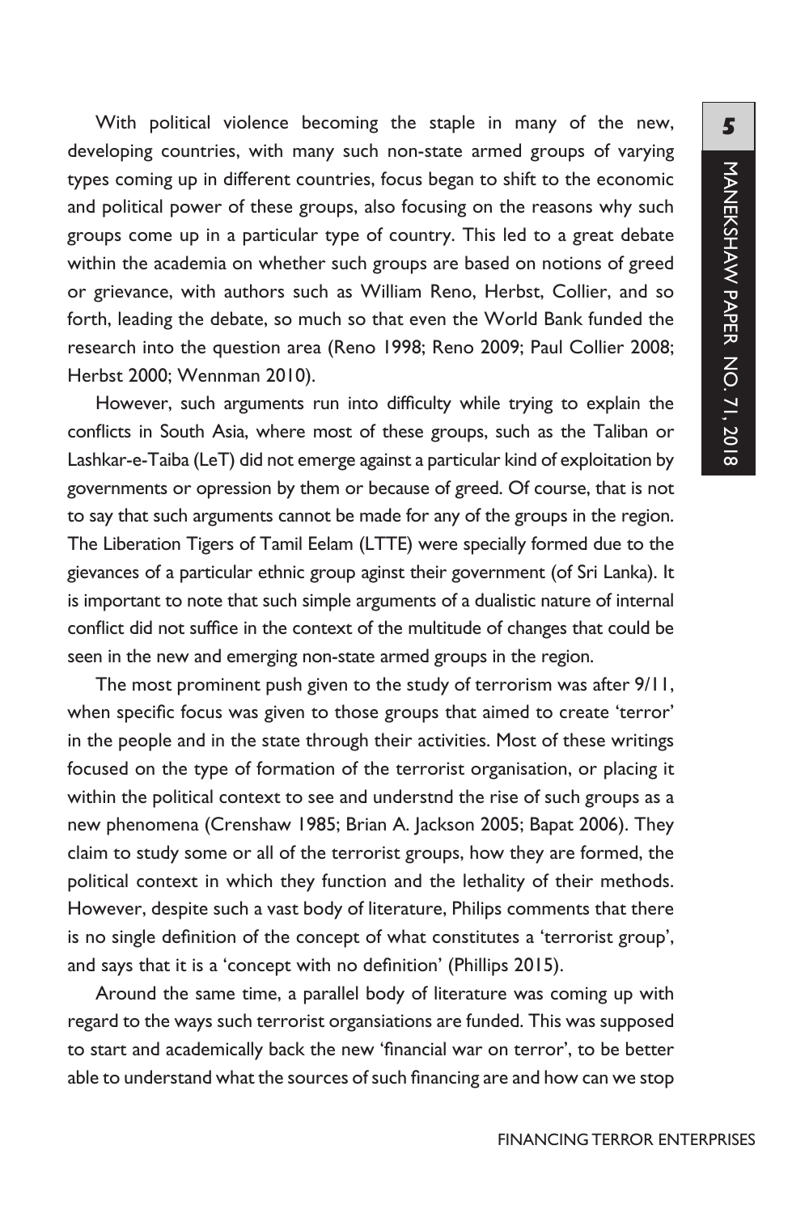With political violence becoming the staple in many of the new, developing countries, with many such non-state armed groups of varying types coming up in different countries, focus began to shift to the economic and political power of these groups, also focusing on the reasons why such groups come up in a particular type of country. This led to a great debate within the academia on whether such groups are based on notions of greed or grievance, with authors such as William Reno, Herbst, Collier, and so forth, leading the debate, so much so that even the World Bank funded the research into the question area (Reno 1998; Reno 2009; Paul Collier 2008; Herbst 2000; Wennman 2010).

However, such arguments run into difficulty while trying to explain the conflicts in South Asia, where most of these groups, such as the Taliban or Lashkar-e-Taiba (LeT) did not emerge against a particular kind of exploitation by governments or opression by them or because of greed. Of course, that is not to say that such arguments cannot be made for any of the groups in the region. The Liberation Tigers of Tamil Eelam (LTTE) were specially formed due to the gievances of a particular ethnic group aginst their government (of Sri Lanka). It is important to note that such simple arguments of a dualistic nature of internal conflict did not suffice in the context of the multitude of changes that could be seen in the new and emerging non-state armed groups in the region.

The most prominent push given to the study of terrorism was after 9/11, when specific focus was given to those groups that aimed to create 'terror' in the people and in the state through their activities. Most of these writings focused on the type of formation of the terrorist organisation, or placing it within the political context to see and understnd the rise of such groups as a new phenomena (Crenshaw 1985; Brian A. Jackson 2005; Bapat 2006). They claim to study some or all of the terrorist groups, how they are formed, the political context in which they function and the lethality of their methods. However, despite such a vast body of literature, Philips comments that there is no single definition of the concept of what constitutes a 'terrorist group', and says that it is a 'concept with no definition' (Phillips 2015).

Around the same time, a parallel body of literature was coming up with regard to the ways such terrorist organsiations are funded. This was supposed to start and academically back the new 'financial war on terror', to be better able to understand what the sources of such financing are and how can we stop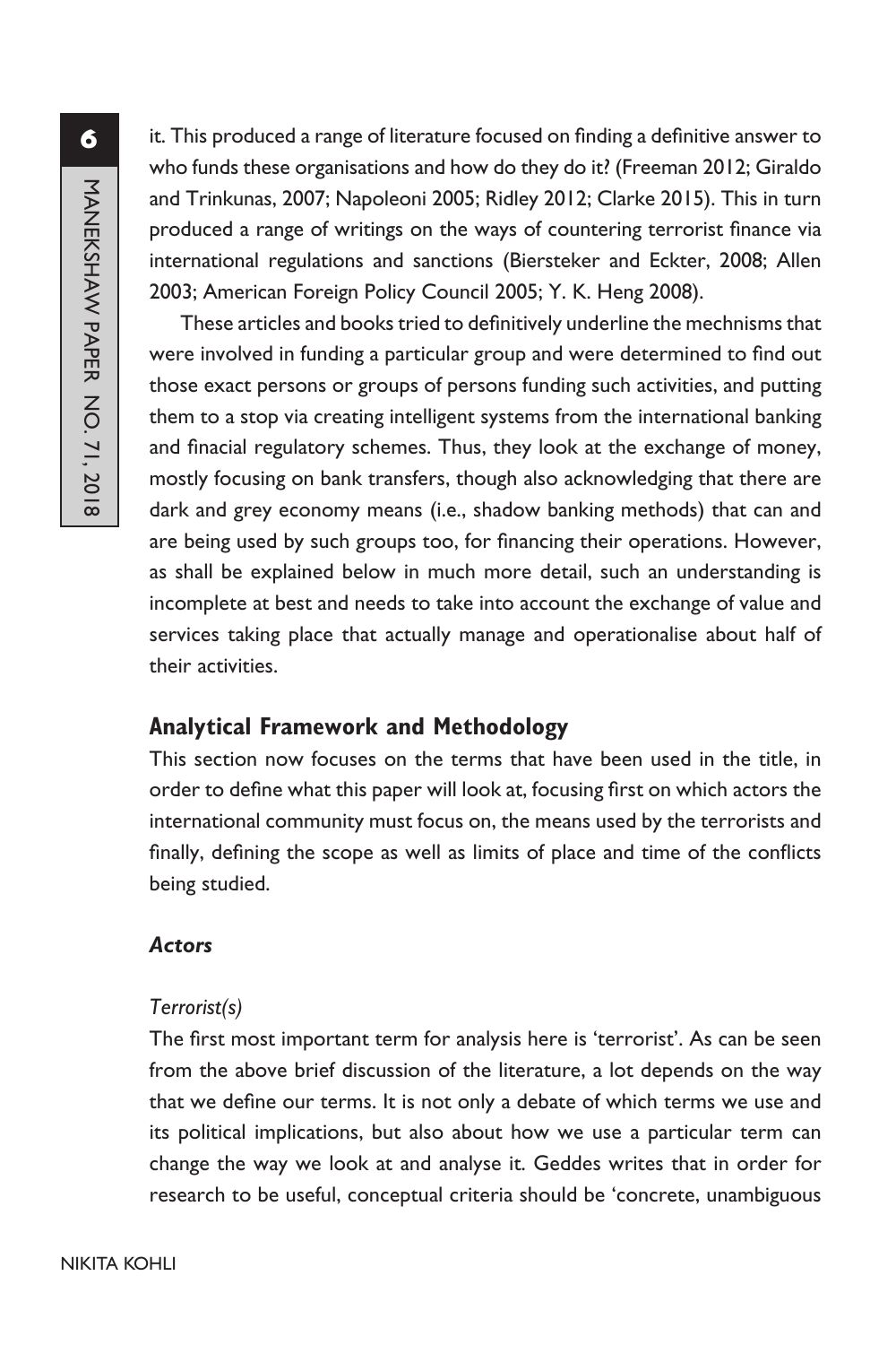it. This produced a range of literature focused on finding a definitive answer to who funds these organisations and how do they do it? (Freeman 2012; Giraldo and Trinkunas, 2007; Napoleoni 2005; Ridley 2012; Clarke 2015). This in turn produced a range of writings on the ways of countering terrorist finance via international regulations and sanctions (Biersteker and Eckter, 2008; Allen 2003; American Foreign Policy Council 2005; Y. K. Heng 2008).

These articles and books tried to definitively underline the mechnisms that were involved in funding a particular group and were determined to find out those exact persons or groups of persons funding such activities, and putting them to a stop via creating intelligent systems from the international banking and finacial regulatory schemes. Thus, they look at the exchange of money, mostly focusing on bank transfers, though also acknowledging that there are dark and grey economy means (i.e., shadow banking methods) that can and are being used by such groups too, for financing their operations. However, as shall be explained below in much more detail, such an understanding is incomplete at best and needs to take into account the exchange of value and services taking place that actually manage and operationalise about half of their activities.

## Analytical Framework and Methodology

This section now focuses on the terms that have been used in the title, in order to define what this paper will look at, focusing first on which actors the international community must focus on, the means used by the terrorists and finally, defining the scope as well as limits of place and time of the conflicts being studied.

### *Actors*

#### *Terrorist(s)*

The first most important term for analysis here is 'terrorist'. As can be seen from the above brief discussion of the literature, a lot depends on the way that we define our terms. It is not only a debate of which terms we use and its political implications, but also about how we use a particular term can change the way we look at and analyse it. Geddes writes that in order for research to be useful, conceptual criteria should be 'concrete, unambiguous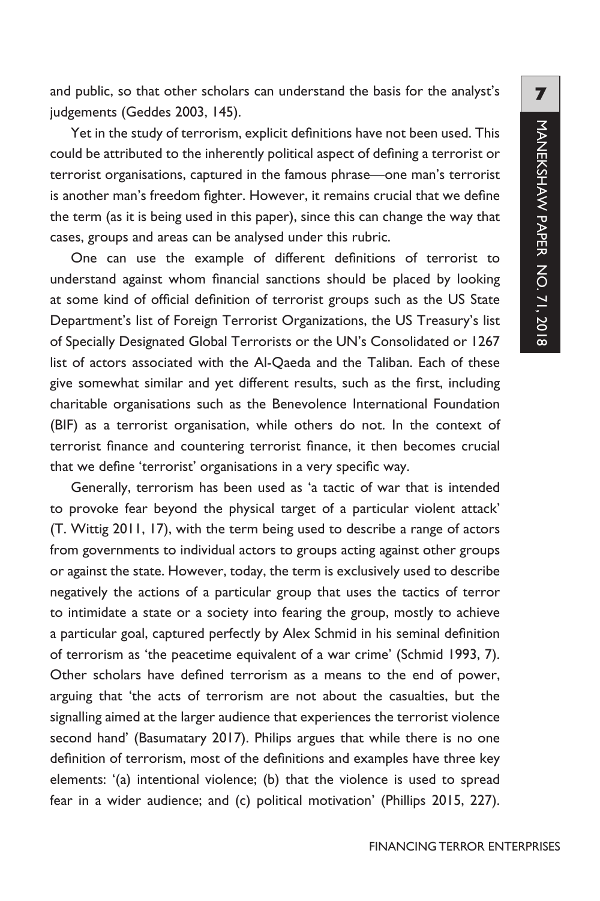and public, so that other scholars can understand the basis for the analyst's judgements (Geddes 2003, 145).

Yet in the study of terrorism, explicit definitions have not been used. This could be attributed to the inherently political aspect of defining a terrorist or terrorist organisations, captured in the famous phrase—one man's terrorist is another man's freedom fighter. However, it remains crucial that we define the term (as it is being used in this paper), since this can change the way that cases, groups and areas can be analysed under this rubric.

One can use the example of different definitions of terrorist to understand against whom financial sanctions should be placed by looking at some kind of official definition of terrorist groups such as the US State Department's list of Foreign Terrorist Organizations, the US Treasury's list of Specially Designated Global Terrorists or the UN's Consolidated or 1267 list of actors associated with the Al-Qaeda and the Taliban. Each of these give somewhat similar and yet different results, such as the first, including charitable organisations such as the Benevolence International Foundation (BIF) as a terrorist organisation, while others do not. In the context of terrorist finance and countering terrorist finance, it then becomes crucial that we define 'terrorist' organisations in a very specific way.

Generally, terrorism has been used as 'a tactic of war that is intended to provoke fear beyond the physical target of a particular violent attack' (T. Wittig 2011, 17), with the term being used to describe a range of actors from governments to individual actors to groups acting against other groups or against the state. However, today, the term is exclusively used to describe negatively the actions of a particular group that uses the tactics of terror to intimidate a state or a society into fearing the group, mostly to achieve a particular goal, captured perfectly by Alex Schmid in his seminal definition of terrorism as 'the peacetime equivalent of a war crime' (Schmid 1993, 7). Other scholars have defined terrorism as a means to the end of power, arguing that 'the acts of terrorism are not about the casualties, but the signalling aimed at the larger audience that experiences the terrorist violence second hand' (Basumatary 2017). Philips argues that while there is no one definition of terrorism, most of the definitions and examples have three key elements: '(a) intentional violence; (b) that the violence is used to spread fear in a wider audience; and (c) political motivation' (Phillips 2015, 227).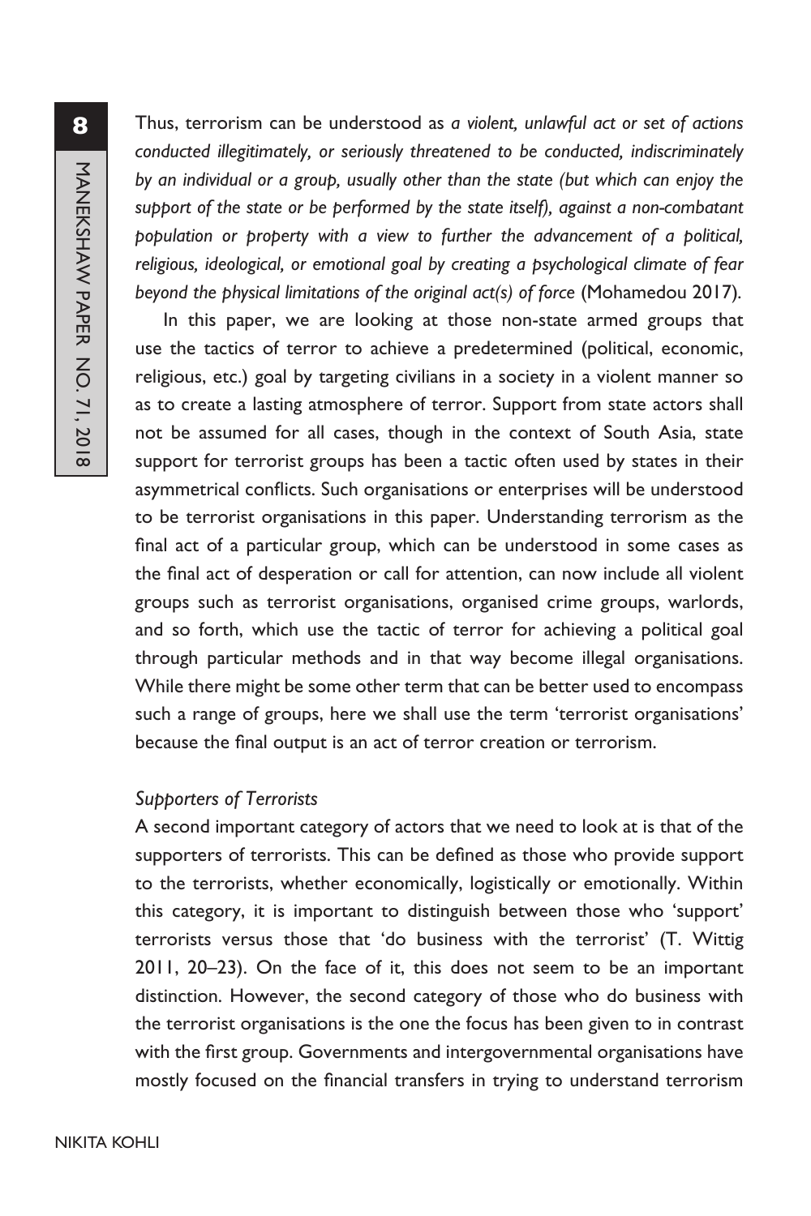Thus, terrorism can be understood as *a violent, unlawful act or set of actions conducted illegitimately, or seriously threatened to be conducted, indiscriminately by an individual or a group, usually other than the state (but which can enjoy the support of the state or be performed by the state itself), against a non-combatant population or property with a view to further the advancement of a political, religious, ideological, or emotional goal by creating a psychological climate of fear beyond the physical limitations of the original act(s) of force* (Mohamedou 2017).

In this paper, we are looking at those non-state armed groups that use the tactics of terror to achieve a predetermined (political, economic, religious, etc.) goal by targeting civilians in a society in a violent manner so as to create a lasting atmosphere of terror. Support from state actors shall not be assumed for all cases, though in the context of South Asia, state support for terrorist groups has been a tactic often used by states in their asymmetrical conflicts. Such organisations or enterprises will be understood to be terrorist organisations in this paper. Understanding terrorism as the final act of a particular group, which can be understood in some cases as the final act of desperation or call for attention, can now include all violent groups such as terrorist organisations, organised crime groups, warlords, and so forth, which use the tactic of terror for achieving a political goal through particular methods and in that way become illegal organisations. While there might be some other term that can be better used to encompass such a range of groups, here we shall use the term 'terrorist organisations' because the final output is an act of terror creation or terrorism.

### *Supporters of Terrorists*

A second important category of actors that we need to look at is that of the supporters of terrorists. This can be defined as those who provide support to the terrorists, whether economically, logistically or emotionally. Within this category, it is important to distinguish between those who 'support' terrorists versus those that 'do business with the terrorist' (T. Wittig 2011, 20–23). On the face of it, this does not seem to be an important distinction. However, the second category of those who do business with the terrorist organisations is the one the focus has been given to in contrast with the first group. Governments and intergovernmental organisations have mostly focused on the financial transfers in trying to understand terrorism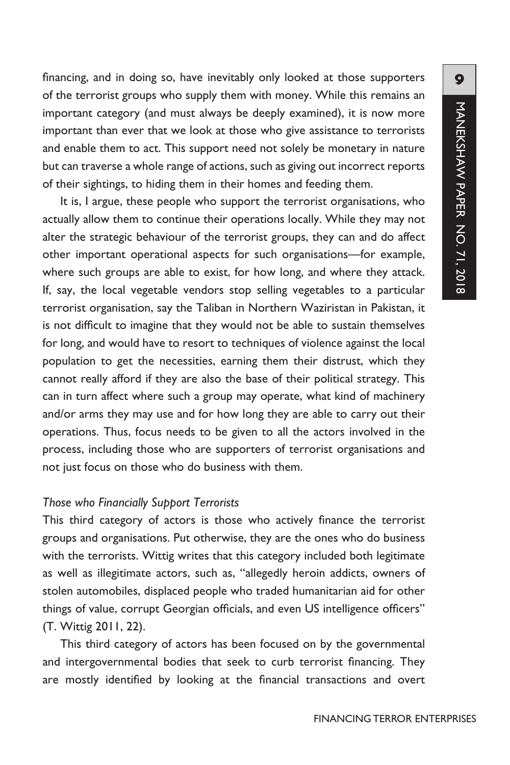financing, and in doing so, have inevitably only looked at those supporters of the terrorist groups who supply them with money. While this remains an important category (and must always be deeply examined), it is now more important than ever that we look at those who give assistance to terrorists and enable them to act. This support need not solely be monetary in nature but can traverse a whole range of actions, such as giving out incorrect reports of their sightings, to hiding them in their homes and feeding them.

It is, I argue, these people who support the terrorist organisations, who actually allow them to continue their operations locally. While they may not alter the strategic behaviour of the terrorist groups, they can and do affect other important operational aspects for such organisations—for example, where such groups are able to exist, for how long, and where they attack. If, say, the local vegetable vendors stop selling vegetables to a particular terrorist organisation, say the Taliban in Northern Waziristan in Pakistan, it is not difficult to imagine that they would not be able to sustain themselves for long, and would have to resort to techniques of violence against the local population to get the necessities, earning them their distrust, which they cannot really afford if they are also the base of their political strategy. This can in turn affect where such a group may operate, what kind of machinery and/or arms they may use and for how long they are able to carry out their operations. Thus, focus needs to be given to all the actors involved in the process, including those who are supporters of terrorist organisations and not just focus on those who do business with them.

### *Those who Financially Support Terrorists*

This third category of actors is those who actively finance the terrorist groups and organisations. Put otherwise, they are the ones who do business with the terrorists. Wittig writes that this category included both legitimate as well as illegitimate actors, such as, "allegedly heroin addicts, owners of stolen automobiles, displaced people who traded humanitarian aid for other things of value, corrupt Georgian officials, and even US intelligence officers" (T. Wittig 2011, 22).

This third category of actors has been focused on by the governmental and intergovernmental bodies that seek to curb terrorist financing. They are mostly identified by looking at the financial transactions and overt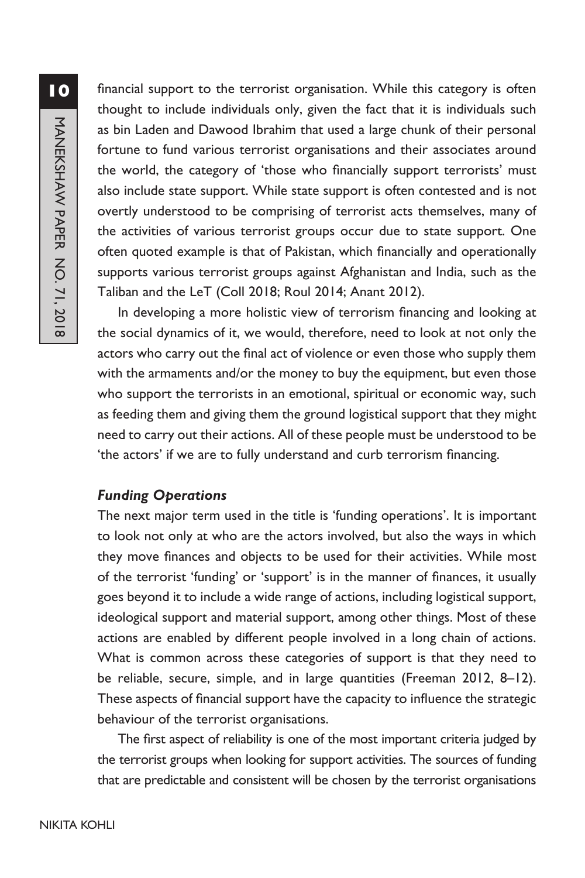financial support to the terrorist organisation. While this category is often thought to include individuals only, given the fact that it is individuals such as bin Laden and Dawood Ibrahim that used a large chunk of their personal fortune to fund various terrorist organisations and their associates around the world, the category of 'those who financially support terrorists' must also include state support. While state support is often contested and is not overtly understood to be comprising of terrorist acts themselves, many of the activities of various terrorist groups occur due to state support. One often quoted example is that of Pakistan, which financially and operationally supports various terrorist groups against Afghanistan and India, such as the Taliban and the LeT (Coll 2018; Roul 2014; Anant 2012).

In developing a more holistic view of terrorism financing and looking at the social dynamics of it, we would, therefore, need to look at not only the actors who carry out the final act of violence or even those who supply them with the armaments and/or the money to buy the equipment, but even those who support the terrorists in an emotional, spiritual or economic way, such as feeding them and giving them the ground logistical support that they might need to carry out their actions. All of these people must be understood to be 'the actors' if we are to fully understand and curb terrorism financing.

### *Funding Operations*

The next major term used in the title is 'funding operations'. It is important to look not only at who are the actors involved, but also the ways in which they move finances and objects to be used for their activities. While most of the terrorist 'funding' or 'support' is in the manner of finances, it usually goes beyond it to include a wide range of actions, including logistical support, ideological support and material support, among other things. Most of these actions are enabled by different people involved in a long chain of actions. What is common across these categories of support is that they need to be reliable, secure, simple, and in large quantities (Freeman 2012, 8–12). These aspects of financial support have the capacity to influence the strategic behaviour of the terrorist organisations.

The first aspect of reliability is one of the most important criteria judged by the terrorist groups when looking for support activities. The sources of funding that are predictable and consistent will be chosen by the terrorist organisations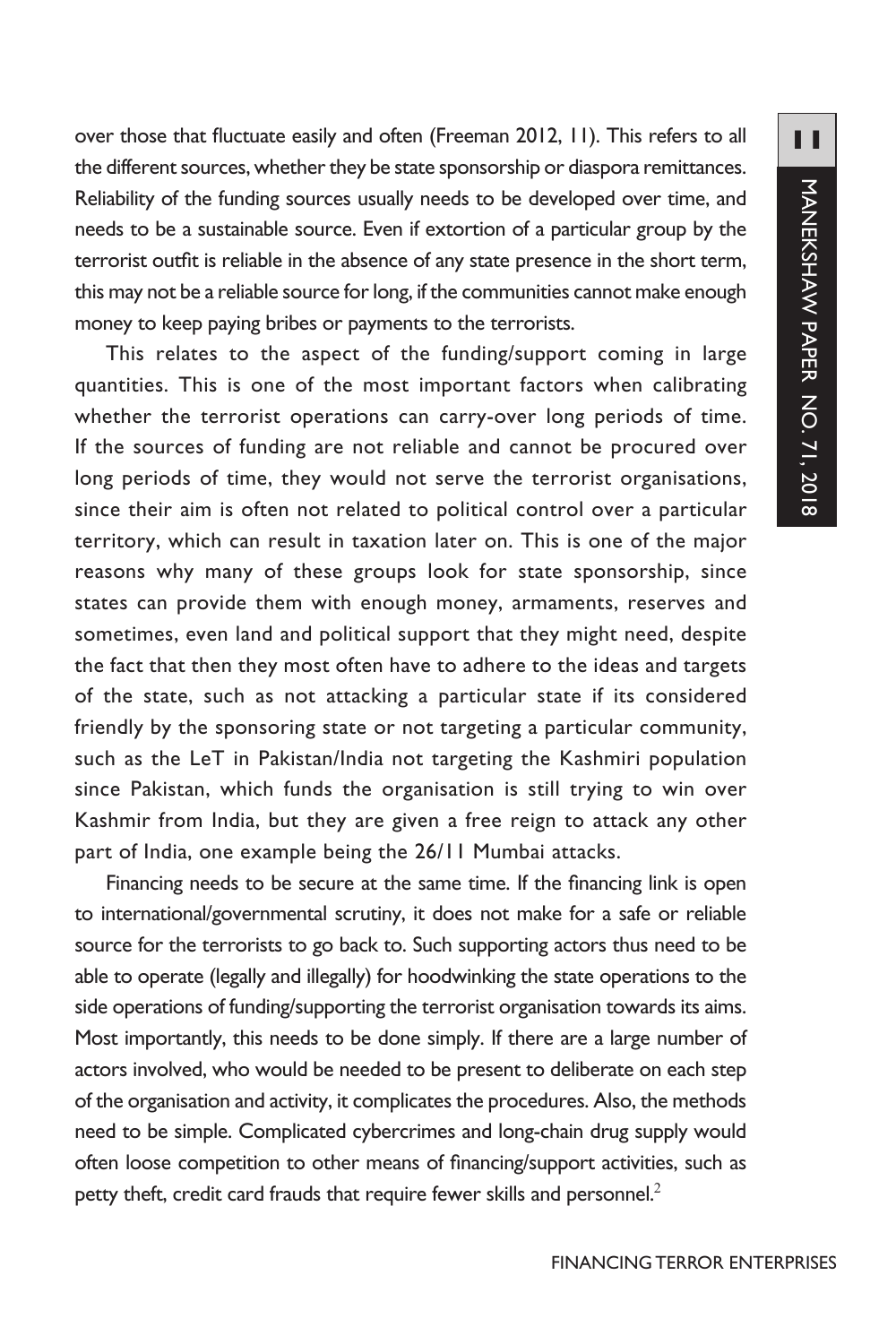over those that fluctuate easily and often (Freeman 2012, 11). This refers to all the different sources, whether they be state sponsorship or diaspora remittances. Reliability of the funding sources usually needs to be developed over time, and needs to be a sustainable source. Even if extortion of a particular group by the terrorist outfit is reliable in the absence of any state presence in the short term, this may not be a reliable source for long, if the communities cannot make enough money to keep paying bribes or payments to the terrorists.

This relates to the aspect of the funding/support coming in large quantities. This is one of the most important factors when calibrating whether the terrorist operations can carry-over long periods of time. If the sources of funding are not reliable and cannot be procured over long periods of time, they would not serve the terrorist organisations, since their aim is often not related to political control over a particular territory, which can result in taxation later on. This is one of the major reasons why many of these groups look for state sponsorship, since states can provide them with enough money, armaments, reserves and sometimes, even land and political support that they might need, despite the fact that then they most often have to adhere to the ideas and targets of the state, such as not attacking a particular state if its considered friendly by the sponsoring state or not targeting a particular community, such as the LeT in Pakistan/India not targeting the Kashmiri population since Pakistan, which funds the organisation is still trying to win over Kashmir from India, but they are given a free reign to attack any other part of India, one example being the 26/11 Mumbai attacks.

Financing needs to be secure at the same time. If the financing link is open to international/governmental scrutiny, it does not make for a safe or reliable source for the terrorists to go back to. Such supporting actors thus need to be able to operate (legally and illegally) for hoodwinking the state operations to the side operations of funding/supporting the terrorist organisation towards its aims. Most importantly, this needs to be done simply. If there are a large number of actors involved, who would be needed to be present to deliberate on each step of the organisation and activity, it complicates the procedures. Also, the methods need to be simple. Complicated cybercrimes and long-chain drug supply would often loose competition to other means of financing/support activities, such as petty theft, credit card frauds that require fewer skills and personnel.[2]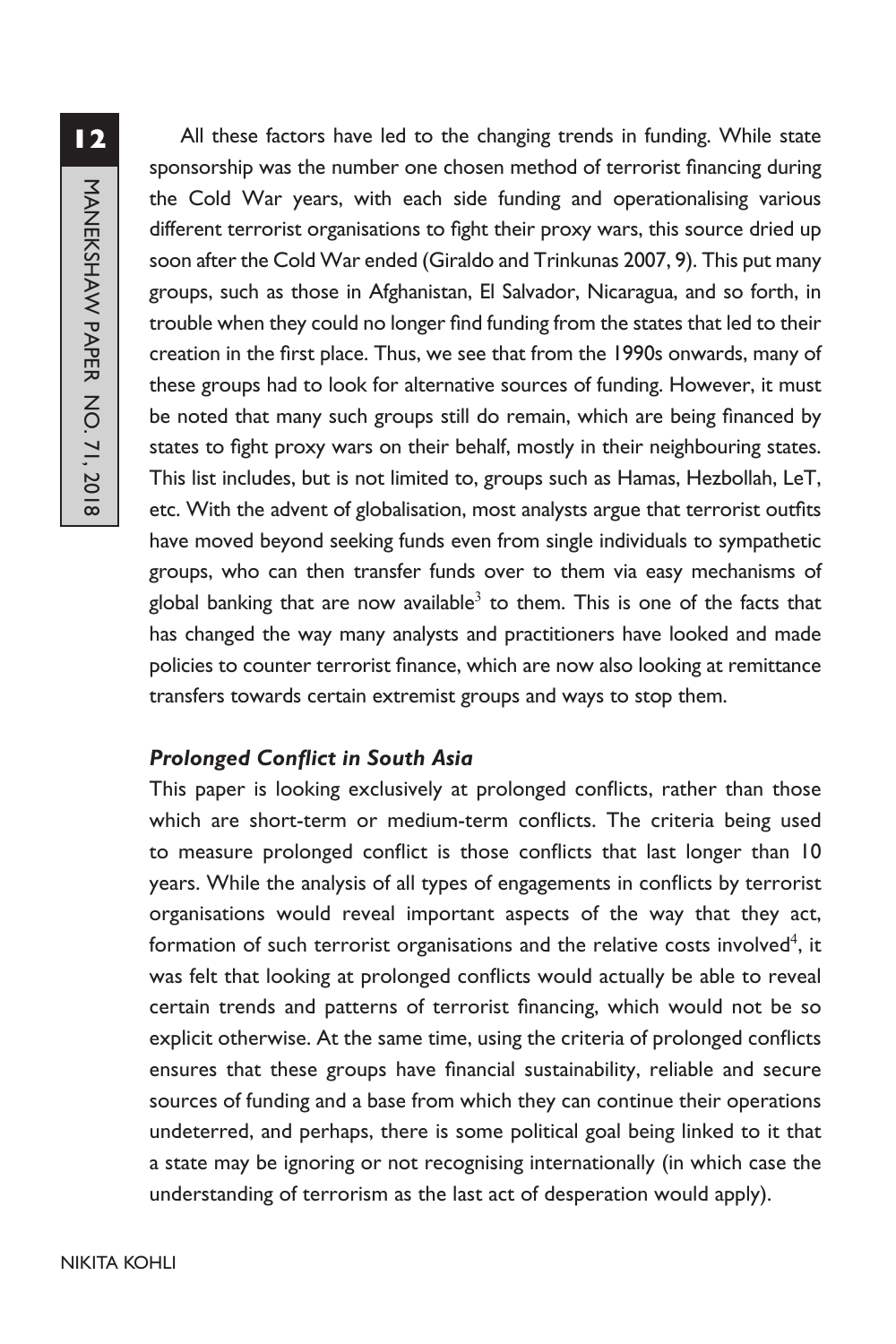All these factors have led to the changing trends in funding. While state sponsorship was the number one chosen method of terrorist financing during the Cold War years, with each side funding and operationalising various different terrorist organisations to fight their proxy wars, this source dried up soon after the Cold War ended (Giraldo and Trinkunas 2007, 9). This put many groups, such as those in Afghanistan, El Salvador, Nicaragua, and so forth, in trouble when they could no longer find funding from the states that led to their creation in the first place. Thus, we see that from the 1990s onwards, many of these groups had to look for alternative sources of funding. However, it must be noted that many such groups still do remain, which are being financed by states to fight proxy wars on their behalf, mostly in their neighbouring states. This list includes, but is not limited to, groups such as Hamas, Hezbollah, LeT, etc. With the advent of globalisation, most analysts argue that terrorist outfits have moved beyond seeking funds even from single individuals to sympathetic groups, who can then transfer funds over to them via easy mechanisms of global banking that are now available[3] to them. This is one of the facts that has changed the way many analysts and practitioners have looked and made policies to counter terrorist finance, which are now also looking at remittance transfers towards certain extremist groups and ways to stop them.

### *Prolonged Conflict in South Asia*

This paper is looking exclusively at prolonged conflicts, rather than those which are short-term or medium-term conflicts. The criteria being used to measure prolonged conflict is those conflicts that last longer than 10 years. While the analysis of all types of engagements in conflicts by terrorist organisations would reveal important aspects of the way that they act, formation of such terrorist organisations and the relative costs involved[4], it was felt that looking at prolonged conflicts would actually be able to reveal certain trends and patterns of terrorist financing, which would not be so explicit otherwise. At the same time, using the criteria of prolonged conflicts ensures that these groups have financial sustainability, reliable and secure sources of funding and a base from which they can continue their operations undeterred, and perhaps, there is some political goal being linked to it that a state may be ignoring or not recognising internationally (in which case the understanding of terrorism as the last act of desperation would apply).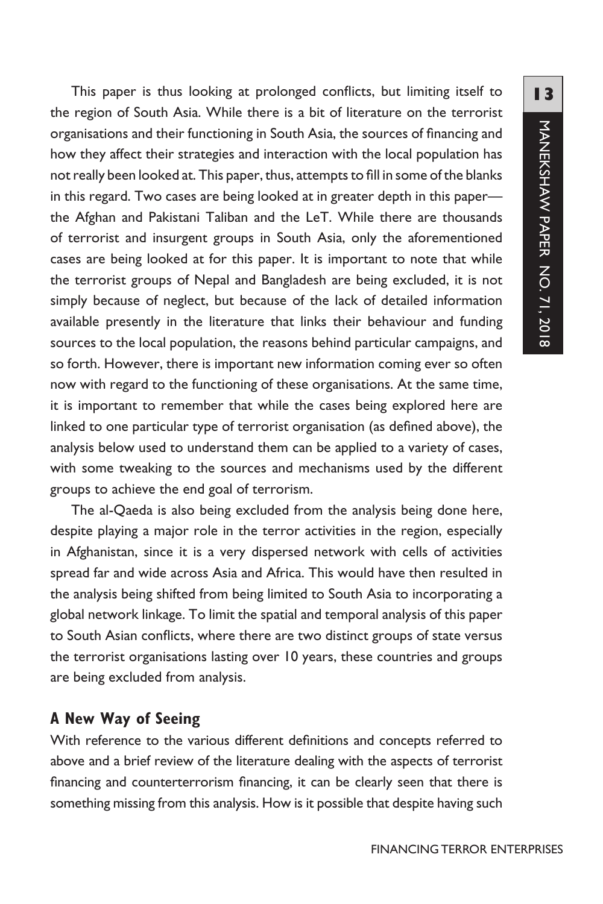This paper is thus looking at prolonged conflicts, but limiting itself to the region of South Asia. While there is a bit of literature on the terrorist organisations and their functioning in South Asia, the sources of financing and how they affect their strategies and interaction with the local population has not really been looked at. This paper, thus, attempts to fill in some of the blanks in this regard. Two cases are being looked at in greater depth in this paper—the Afghan and Pakistani Taliban and the LeT. While there are thousands of terrorist and insurgent groups in South Asia, only the aforementioned cases are being looked at for this paper. It is important to note that while the terrorist groups of Nepal and Bangladesh are being excluded, it is not simply because of neglect, but because of the lack of detailed information available presently in the literature that links their behaviour and funding sources to the local population, the reasons behind particular campaigns, and so forth. However, there is important new information coming ever so often now with regard to the functioning of these organisations. At the same time, it is important to remember that while the cases being explored here are linked to one particular type of terrorist organisation (as defined above), the analysis below used to understand them can be applied to a variety of cases, with some tweaking to the sources and mechanisms used by the different groups to achieve the end goal of terrorism.

The al-Qaeda is also being excluded from the analysis being done here, despite playing a major role in the terror activities in the region, especially in Afghanistan, since it is a very dispersed network with cells of activities spread far and wide across Asia and Africa. This would have then resulted in the analysis being shifted from being limited to South Asia to incorporating a global network linkage. To limit the spatial and temporal analysis of this paper to South Asian conflicts, where there are two distinct groups of state versus the terrorist organisations lasting over 10 years, these countries and groups are being excluded from analysis.

## A New Way of Seeing

With reference to the various different definitions and concepts referred to above and a brief review of the literature dealing with the aspects of terrorist financing and counterterrorism financing, it can be clearly seen that there is something missing from this analysis. How is it possible that despite having such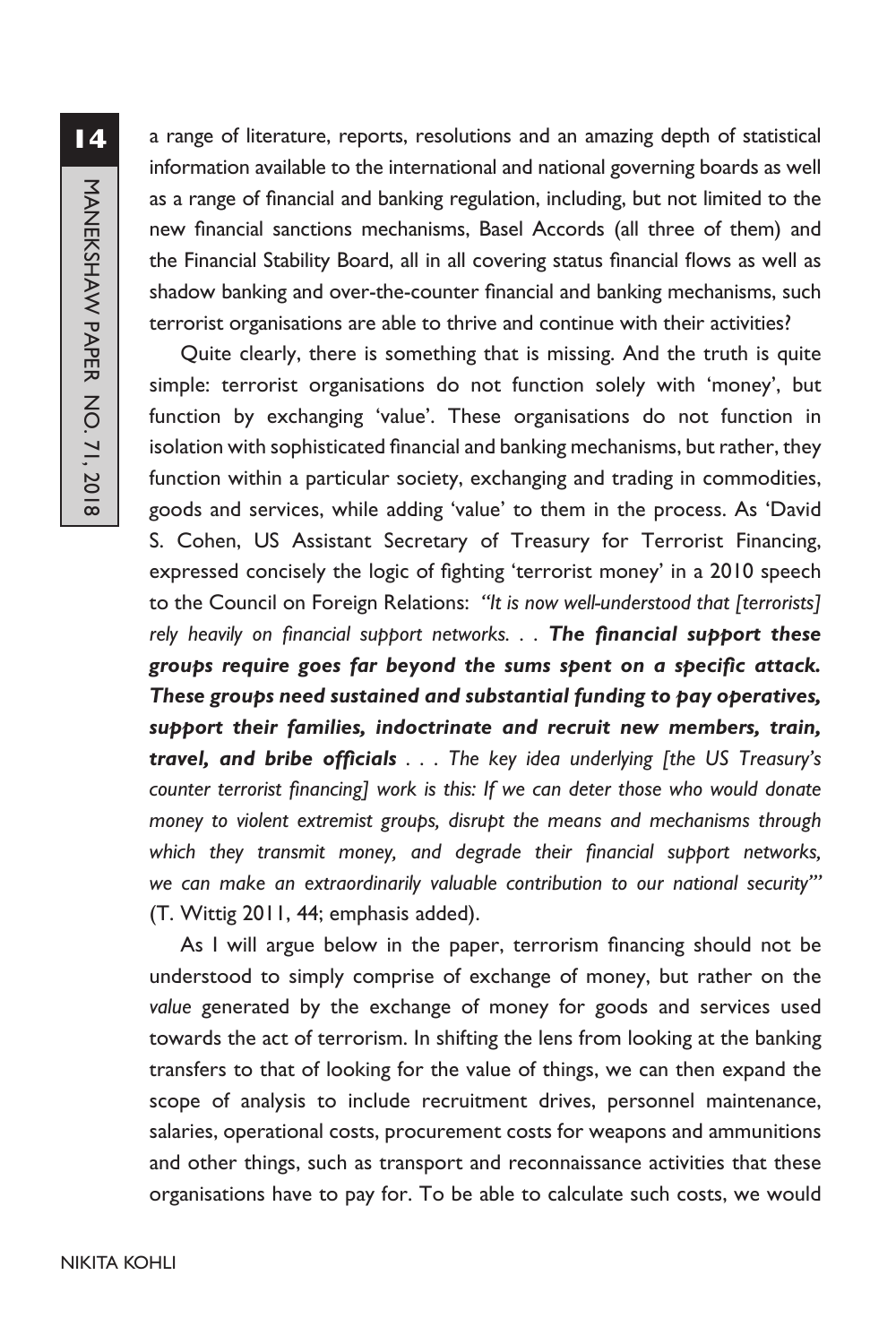a range of literature, reports, resolutions and an amazing depth of statistical information available to the international and national governing boards as well as a range of financial and banking regulation, including, but not limited to the new financial sanctions mechanisms, Basel Accords (all three of them) and the Financial Stability Board, all in all covering status financial flows as well as shadow banking and over-the-counter financial and banking mechanisms, such terrorist organisations are able to thrive and continue with their activities?

Quite clearly, there is something that is missing. And the truth is quite simple: terrorist organisations do not function solely with 'money', but function by exchanging 'value'. These organisations do not function in isolation with sophisticated financial and banking mechanisms, but rather, they function within a particular society, exchanging and trading in commodities, goods and services, while adding 'value' to them in the process. As 'David S. Cohen, US Assistant Secretary of Treasury for Terrorist Financing, expressed concisely the logic of fighting 'terrorist money' in a 2010 speech to the Council on Foreign Relations: *"It is now well-understood that [terrorists] rely heavily on financial support networks. . .* ***The financial support these groups require goes far beyond the sums spent on a specific attack. These groups need sustained and substantial funding to pay operatives, support their families, indoctrinate and recruit new members, train, travel, and bribe officials*** *. . . The key idea underlying [the US Treasury's counter terrorist financing] work is this: If we can deter those who would donate money to violent extremist groups, disrupt the means and mechanisms through which they transmit money, and degrade their financial support networks, we can make an extraordinarily valuable contribution to our national security"'* (T. Wittig 2011, 44; emphasis added).

As I will argue below in the paper, terrorism financing should not be understood to simply comprise of exchange of money, but rather on the *value* generated by the exchange of money for goods and services used towards the act of terrorism. In shifting the lens from looking at the banking transfers to that of looking for the value of things, we can then expand the scope of analysis to include recruitment drives, personnel maintenance, salaries, operational costs, procurement costs for weapons and ammunitions and other things, such as transport and reconnaissance activities that these organisations have to pay for. To be able to calculate such costs, we would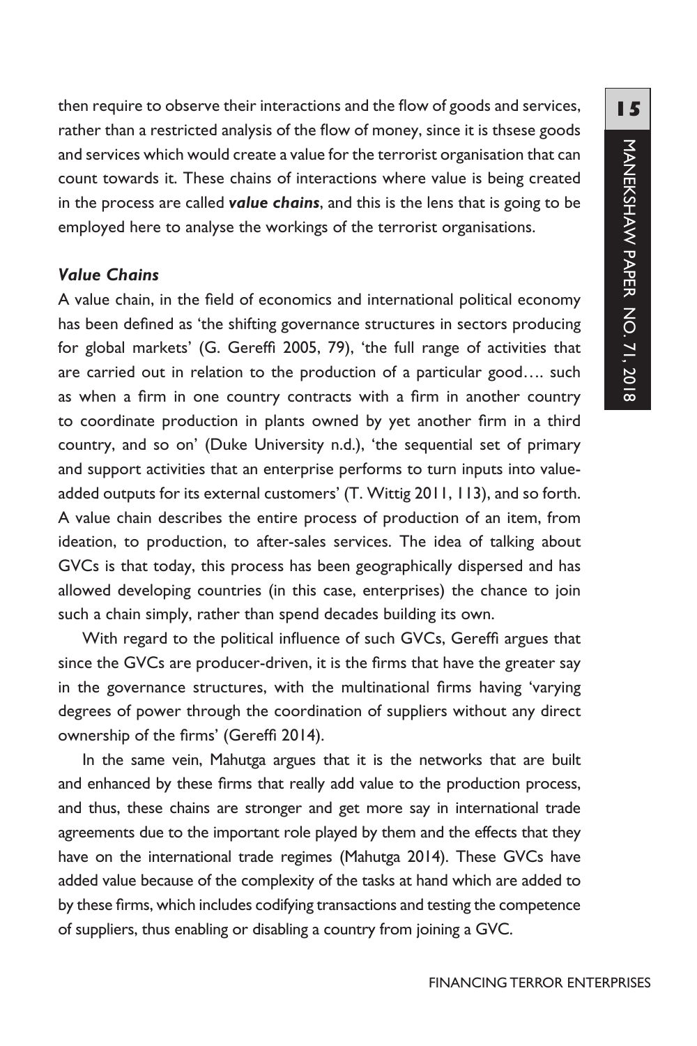then require to observe their interactions and the flow of goods and services, rather than a restricted analysis of the flow of money, since it is thsese goods and services which would create a value for the terrorist organisation that can count towards it. These chains of interactions where value is being created in the process are called ***value chains***, and this is the lens that is going to be employed here to analyse the workings of the terrorist organisations.

### *Value Chains*

A value chain, in the field of economics and international political economy has been defined as 'the shifting governance structures in sectors producing for global markets' (G. Gereffi 2005, 79), 'the full range of activities that are carried out in relation to the production of a particular good…. such as when a firm in one country contracts with a firm in another country to coordinate production in plants owned by yet another firm in a third country, and so on' (Duke University n.d.), 'the sequential set of primary and support activities that an enterprise performs to turn inputs into value-added outputs for its external customers' (T. Wittig 2011, 113), and so forth. A value chain describes the entire process of production of an item, from ideation, to production, to after-sales services. The idea of talking about GVCs is that today, this process has been geographically dispersed and has allowed developing countries (in this case, enterprises) the chance to join such a chain simply, rather than spend decades building its own.

With regard to the political influence of such GVCs, Gereffi argues that since the GVCs are producer-driven, it is the firms that have the greater say in the governance structures, with the multinational firms having 'varying degrees of power through the coordination of suppliers without any direct ownership of the firms' (Gereffi 2014).

In the same vein, Mahutga argues that it is the networks that are built and enhanced by these firms that really add value to the production process, and thus, these chains are stronger and get more say in international trade agreements due to the important role played by them and the effects that they have on the international trade regimes (Mahutga 2014). These GVCs have added value because of the complexity of the tasks at hand which are added to by these firms, which includes codifying transactions and testing the competence of suppliers, thus enabling or disabling a country from joining a GVC.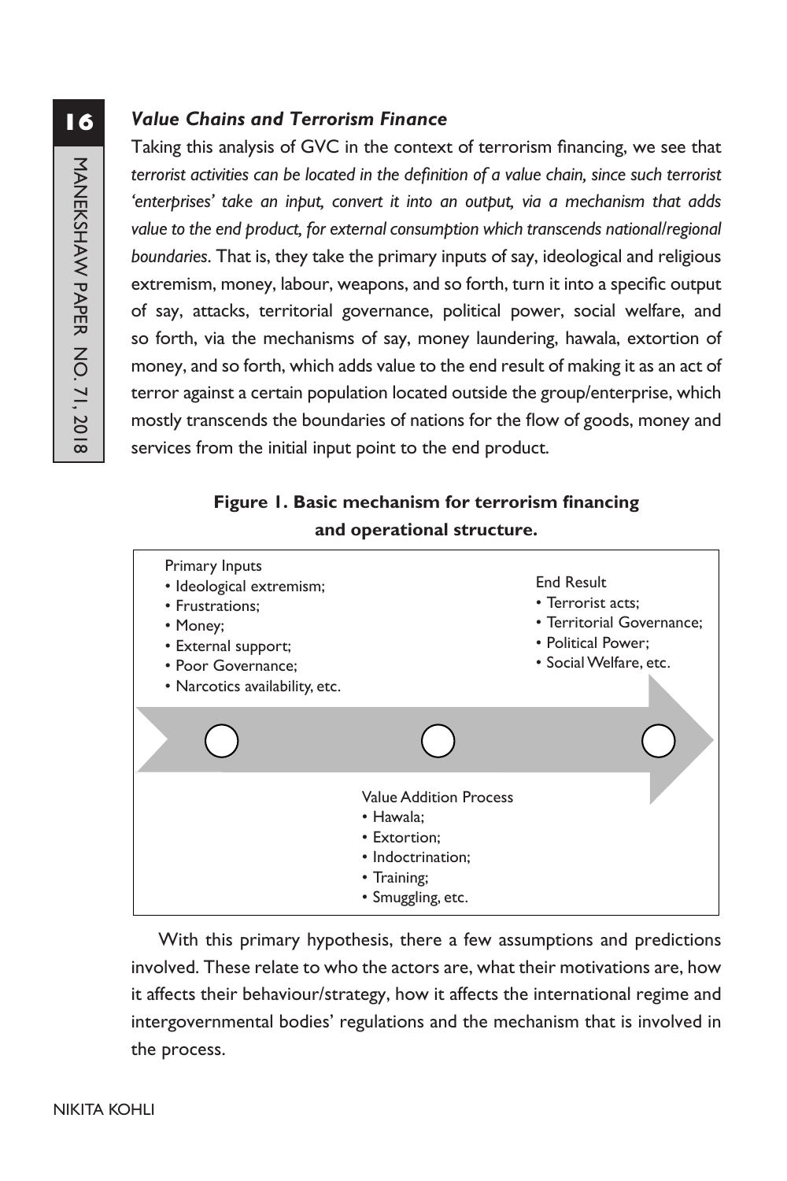### *Value Chains and Terrorism Finance*

Taking this analysis of GVC in the context of terrorism financing, we see that *terrorist activities can be located in the definition of a value chain, since such terrorist 'enterprises' take an input, convert it into an output, via a mechanism that adds value to the end product, for external consumption which transcends national/regional boundaries*. That is, they take the primary inputs of say, ideological and religious extremism, money, labour, weapons, and so forth, turn it into a specific output of say, attacks, territorial governance, political power, social welfare, and so forth, via the mechanisms of say, money laundering, hawala, extortion of money, and so forth, which adds value to the end result of making it as an act of terror against a certain population located outside the group/enterprise, which mostly transcends the boundaries of nations for the flow of goods, money and services from the initial input point to the end product.

**Figure 1. Basic mechanism for terrorism financing and operational structure.**

Primary Inputs
- Ideological extremism;
- Frustrations;
- Money;
- External support;
- Poor Governance;
- Narcotics availability, etc.

Value Addition Process
- Hawala;
- Extortion;
- Indoctrination;
- Training;
- Smuggling, etc.

End Result
- Terrorist acts;
- Territorial Governance;
- Political Power;
- Social Welfare, etc.

With this primary hypothesis, there a few assumptions and predictions involved. These relate to who the actors are, what their motivations are, how it affects their behaviour/strategy, how it affects the international regime and intergovernmental bodies' regulations and the mechanism that is involved in the process.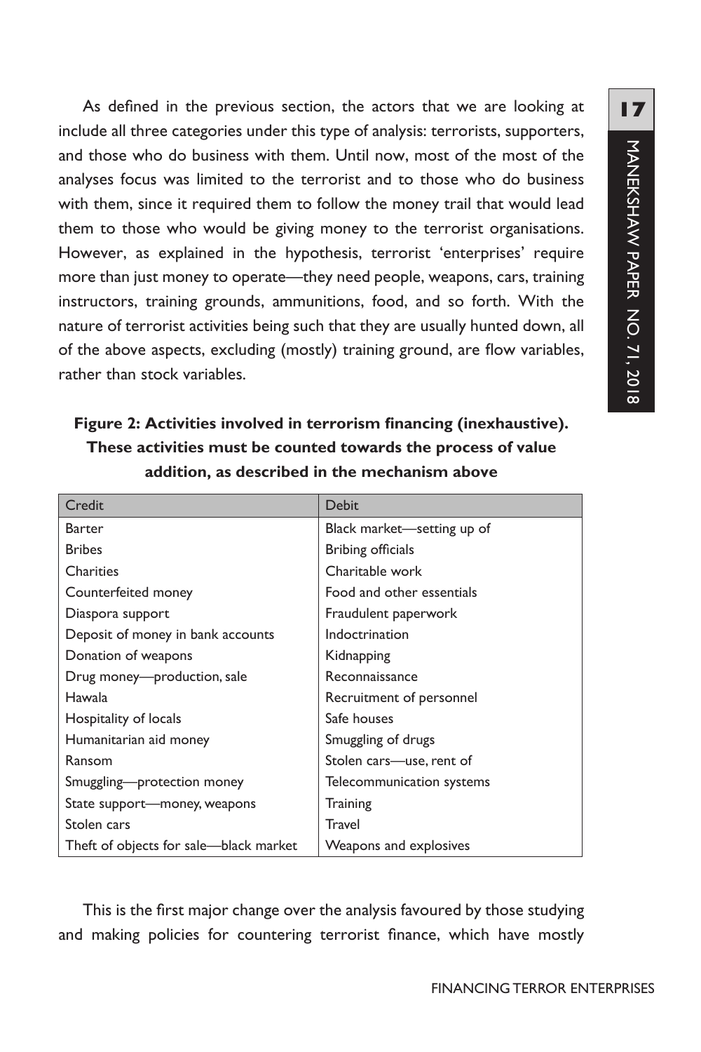As defined in the previous section, the actors that we are looking at include all three categories under this type of analysis: terrorists, supporters, and those who do business with them. Until now, most of the most of the analyses focus was limited to the terrorist and to those who do business with them, since it required them to follow the money trail that would lead them to those who would be giving money to the terrorist organisations. However, as explained in the hypothesis, terrorist 'enterprises' require more than just money to operate—they need people, weapons, cars, training instructors, training grounds, ammunitions, food, and so forth. With the nature of terrorist activities being such that they are usually hunted down, all of the above aspects, excluding (mostly) training ground, are flow variables, rather than stock variables.

**Figure 2: Activities involved in terrorism financing (inexhaustive). These activities must be counted towards the process of value addition, as described in the mechanism above**

| Credit | Debit |
| --- | --- |
| Barter | Black market—setting up of |
| Bribes | Bribing officials |
| Charities | Charitable work |
| Counterfeited money | Food and other essentials |
| Diaspora support | Fraudulent paperwork |
| Deposit of money in bank accounts | Indoctrination |
| Donation of weapons | Kidnapping |
| Drug money—production, sale | Reconnaissance |
| Hawala | Recruitment of personnel |
| Hospitality of locals | Safe houses |
| Humanitarian aid money | Smuggling of drugs |
| Ransom | Stolen cars—use, rent of |
| Smuggling—protection money | Telecommunication systems |
| State support—money, weapons | Training |
| Stolen cars | Travel |
| Theft of objects for sale—black market | Weapons and explosives |

This is the first major change over the analysis favoured by those studying and making policies for countering terrorist finance, which have mostly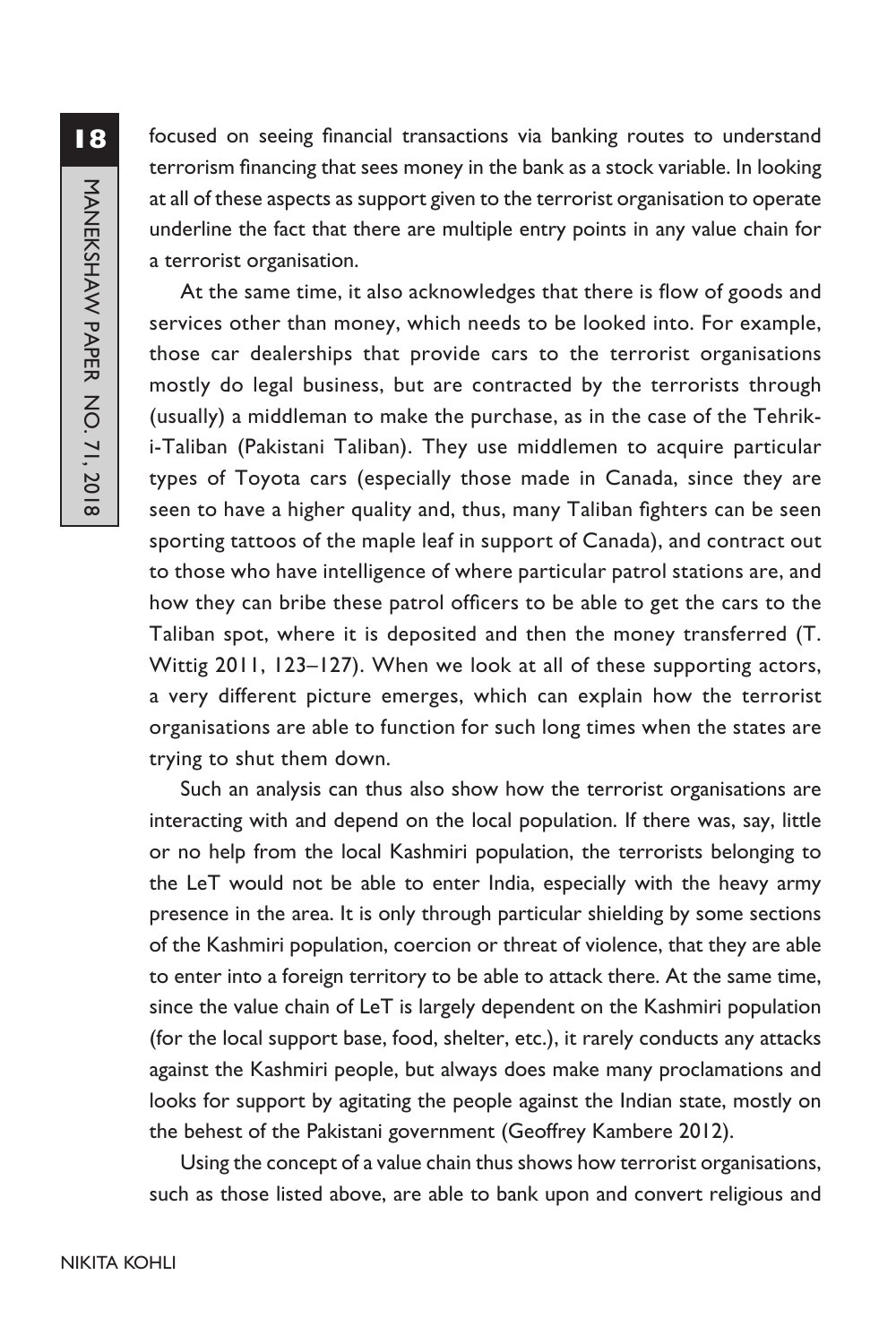focused on seeing financial transactions via banking routes to understand terrorism financing that sees money in the bank as a stock variable. In looking at all of these aspects as support given to the terrorist organisation to operate underline the fact that there are multiple entry points in any value chain for a terrorist organisation.

At the same time, it also acknowledges that there is flow of goods and services other than money, which needs to be looked into. For example, those car dealerships that provide cars to the terrorist organisations mostly do legal business, but are contracted by the terrorists through (usually) a middleman to make the purchase, as in the case of the Tehrik-i-Taliban (Pakistani Taliban). They use middlemen to acquire particular types of Toyota cars (especially those made in Canada, since they are seen to have a higher quality and, thus, many Taliban fighters can be seen sporting tattoos of the maple leaf in support of Canada), and contract out to those who have intelligence of where particular patrol stations are, and how they can bribe these patrol officers to be able to get the cars to the Taliban spot, where it is deposited and then the money transferred (T. Wittig 2011, 123–127). When we look at all of these supporting actors, a very different picture emerges, which can explain how the terrorist organisations are able to function for such long times when the states are trying to shut them down.

Such an analysis can thus also show how the terrorist organisations are interacting with and depend on the local population. If there was, say, little or no help from the local Kashmiri population, the terrorists belonging to the LeT would not be able to enter India, especially with the heavy army presence in the area. It is only through particular shielding by some sections of the Kashmiri population, coercion or threat of violence, that they are able to enter into a foreign territory to be able to attack there. At the same time, since the value chain of LeT is largely dependent on the Kashmiri population (for the local support base, food, shelter, etc.), it rarely conducts any attacks against the Kashmiri people, but always does make many proclamations and looks for support by agitating the people against the Indian state, mostly on the behest of the Pakistani government (Geoffrey Kambere 2012).

Using the concept of a value chain thus shows how terrorist organisations, such as those listed above, are able to bank upon and convert religious and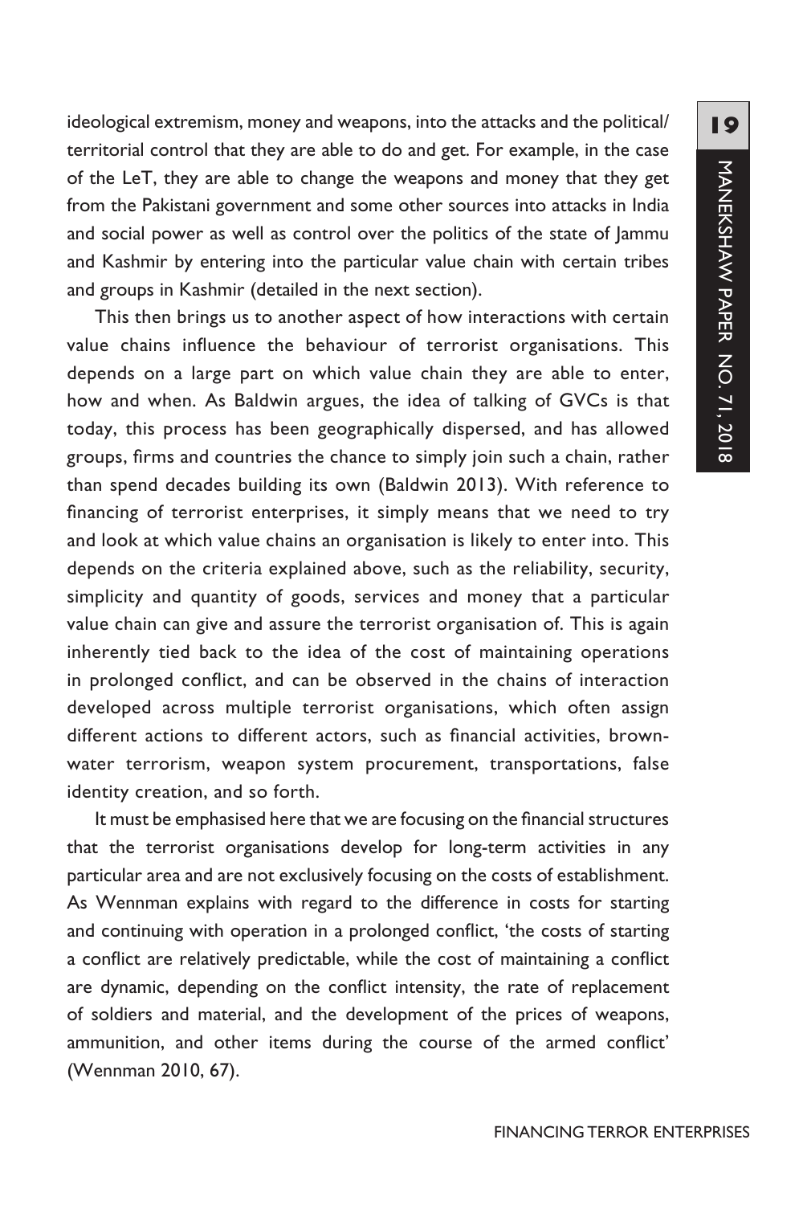ideological extremism, money and weapons, into the attacks and the political/territorial control that they are able to do and get. For example, in the case of the LeT, they are able to change the weapons and money that they get from the Pakistani government and some other sources into attacks in India and social power as well as control over the politics of the state of Jammu and Kashmir by entering into the particular value chain with certain tribes and groups in Kashmir (detailed in the next section).

This then brings us to another aspect of how interactions with certain value chains influence the behaviour of terrorist organisations. This depends on a large part on which value chain they are able to enter, how and when. As Baldwin argues, the idea of talking of GVCs is that today, this process has been geographically dispersed, and has allowed groups, firms and countries the chance to simply join such a chain, rather than spend decades building its own (Baldwin 2013). With reference to financing of terrorist enterprises, it simply means that we need to try and look at which value chains an organisation is likely to enter into. This depends on the criteria explained above, such as the reliability, security, simplicity and quantity of goods, services and money that a particular value chain can give and assure the terrorist organisation of. This is again inherently tied back to the idea of the cost of maintaining operations in prolonged conflict, and can be observed in the chains of interaction developed across multiple terrorist organisations, which often assign different actions to different actors, such as financial activities, brown-water terrorism, weapon system procurement, transportations, false identity creation, and so forth.

It must be emphasised here that we are focusing on the financial structures that the terrorist organisations develop for long-term activities in any particular area and are not exclusively focusing on the costs of establishment. As Wennman explains with regard to the difference in costs for starting and continuing with operation in a prolonged conflict, 'the costs of starting a conflict are relatively predictable, while the cost of maintaining a conflict are dynamic, depending on the conflict intensity, the rate of replacement of soldiers and material, and the development of the prices of weapons, ammunition, and other items during the course of the armed conflict' (Wennman 2010, 67).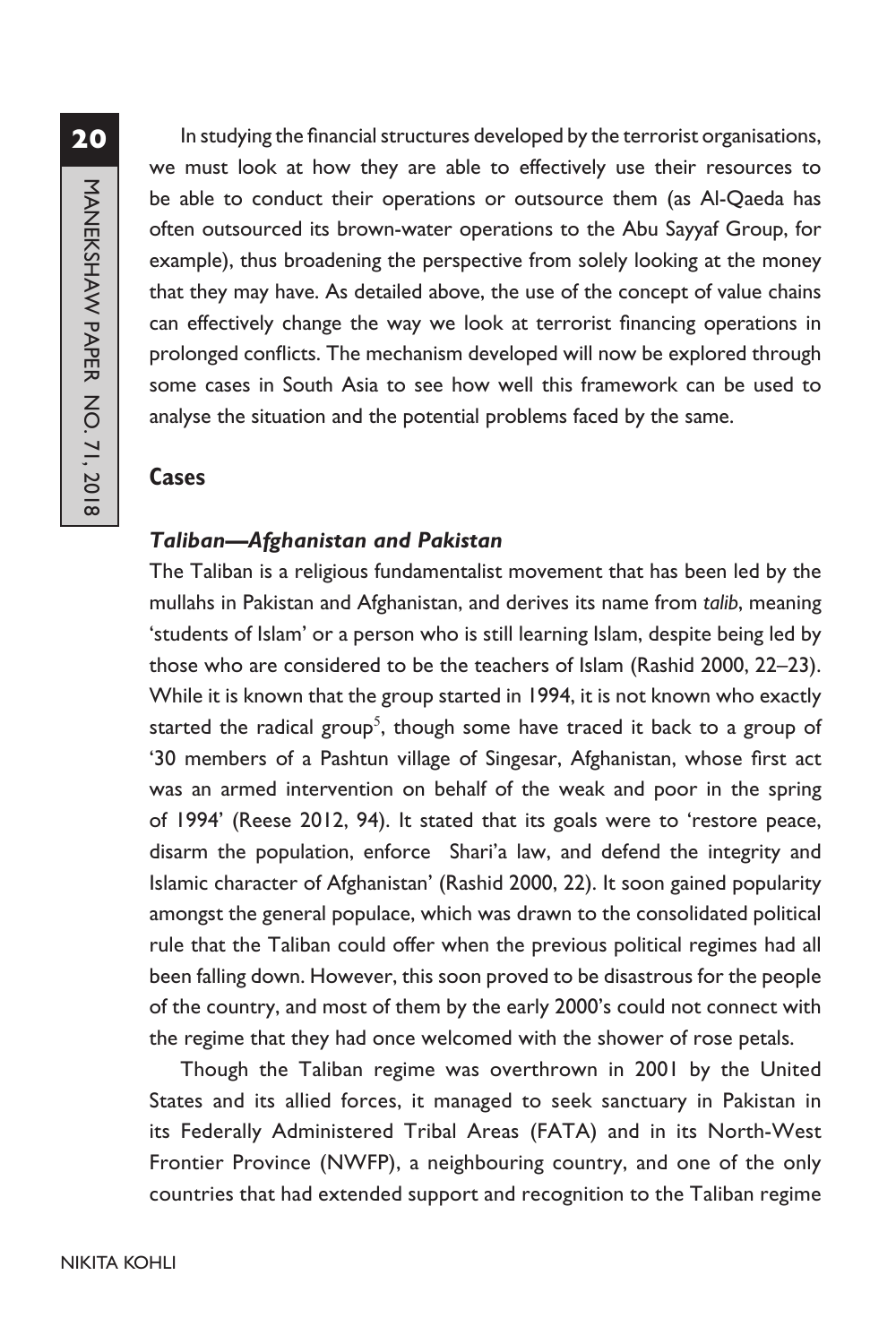In studying the financial structures developed by the terrorist organisations, we must look at how they are able to effectively use their resources to be able to conduct their operations or outsource them (as Al-Qaeda has often outsourced its brown-water operations to the Abu Sayyaf Group, for example), thus broadening the perspective from solely looking at the money that they may have. As detailed above, the use of the concept of value chains can effectively change the way we look at terrorist financing operations in prolonged conflicts. The mechanism developed will now be explored through some cases in South Asia to see how well this framework can be used to analyse the situation and the potential problems faced by the same.

## Cases

### *Taliban—Afghanistan and Pakistan*

The Taliban is a religious fundamentalist movement that has been led by the mullahs in Pakistan and Afghanistan, and derives its name from *talib*, meaning 'students of Islam' or a person who is still learning Islam, despite being led by those who are considered to be the teachers of Islam (Rashid 2000, 22–23). While it is known that the group started in 1994, it is not known who exactly started the radical group[5], though some have traced it back to a group of '30 members of a Pashtun village of Singesar, Afghanistan, whose first act was an armed intervention on behalf of the weak and poor in the spring of 1994' (Reese 2012, 94). It stated that its goals were to 'restore peace, disarm the population, enforce Shari'a law, and defend the integrity and Islamic character of Afghanistan' (Rashid 2000, 22). It soon gained popularity amongst the general populace, which was drawn to the consolidated political rule that the Taliban could offer when the previous political regimes had all been falling down. However, this soon proved to be disastrous for the people of the country, and most of them by the early 2000's could not connect with the regime that they had once welcomed with the shower of rose petals.

Though the Taliban regime was overthrown in 2001 by the United States and its allied forces, it managed to seek sanctuary in Pakistan in its Federally Administered Tribal Areas (FATA) and in its North-West Frontier Province (NWFP), a neighbouring country, and one of the only countries that had extended support and recognition to the Taliban regime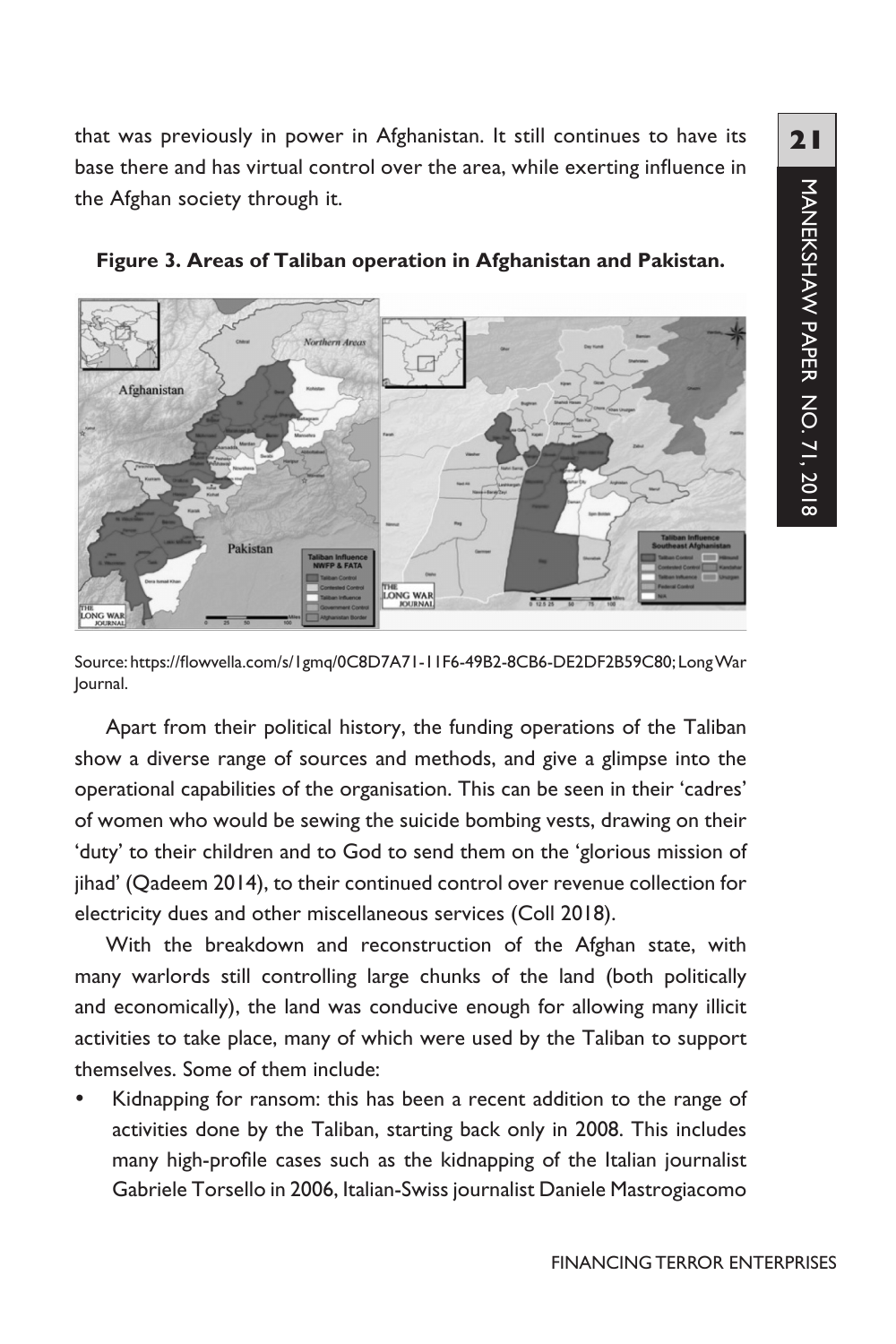that was previously in power in Afghanistan. It still continues to have its base there and has virtual control over the area, while exerting influence in the Afghan society through it.

**Figure 3. Areas of Taliban operation in Afghanistan and Pakistan.**

Source: https://flowvella.com/s/1gmq/0C8D7A71-11F6-49B2-8CB6-DE2DF2B59C80; Long War Journal.

Apart from their political history, the funding operations of the Taliban show a diverse range of sources and methods, and give a glimpse into the operational capabilities of the organisation. This can be seen in their 'cadres' of women who would be sewing the suicide bombing vests, drawing on their 'duty' to their children and to God to send them on the 'glorious mission of jihad' (Qadeem 2014), to their continued control over revenue collection for electricity dues and other miscellaneous services (Coll 2018).

With the breakdown and reconstruction of the Afghan state, with many warlords still controlling large chunks of the land (both politically and economically), the land was conducive enough for allowing many illicit activities to take place, many of which were used by the Taliban to support themselves. Some of them include:

- Kidnapping for ransom: this has been a recent addition to the range of activities done by the Taliban, starting back only in 2008. This includes many high-profile cases such as the kidnapping of the Italian journalist Gabriele Torsello in 2006, Italian-Swiss journalist Daniele Mastrogiacomo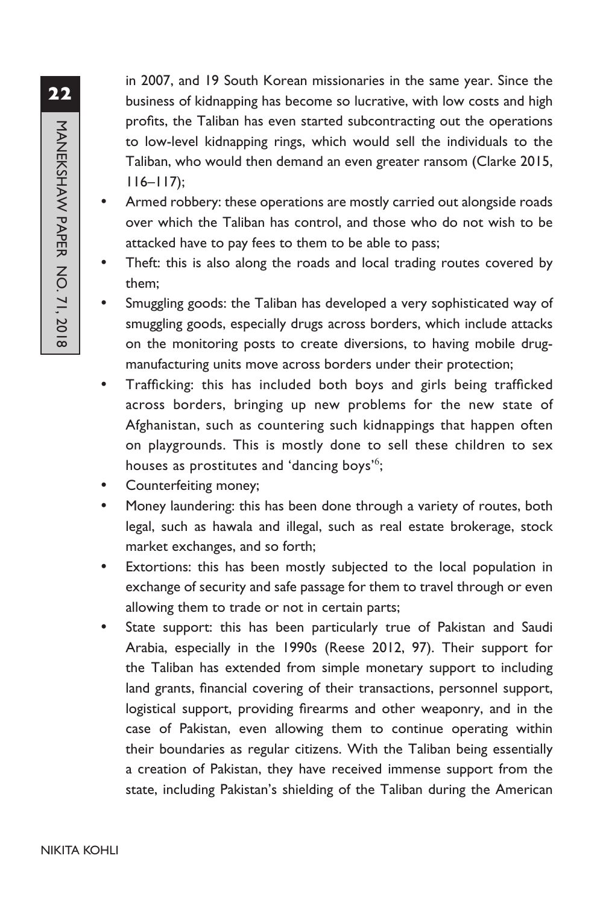in 2007, and 19 South Korean missionaries in the same year. Since the business of kidnapping has become so lucrative, with low costs and high profits, the Taliban has even started subcontracting out the operations to low-level kidnapping rings, which would sell the individuals to the Taliban, who would then demand an even greater ransom (Clarke 2015, 116–117);

- Armed robbery: these operations are mostly carried out alongside roads over which the Taliban has control, and those who do not wish to be attacked have to pay fees to them to be able to pass;
- Theft: this is also along the roads and local trading routes covered by them;
- Smuggling goods: the Taliban has developed a very sophisticated way of smuggling goods, especially drugs across borders, which include attacks on the monitoring posts to create diversions, to having mobile drug-manufacturing units move across borders under their protection;
- Trafficking: this has included both boys and girls being trafficked across borders, bringing up new problems for the new state of Afghanistan, such as countering such kidnappings that happen often on playgrounds. This is mostly done to sell these children to sex houses as prostitutes and 'dancing boys'[6];
- Counterfeiting money;
- Money laundering: this has been done through a variety of routes, both legal, such as hawala and illegal, such as real estate brokerage, stock market exchanges, and so forth;
- Extortions: this has been mostly subjected to the local population in exchange of security and safe passage for them to travel through or even allowing them to trade or not in certain parts;
- State support: this has been particularly true of Pakistan and Saudi Arabia, especially in the 1990s (Reese 2012, 97). Their support for the Taliban has extended from simple monetary support to including land grants, financial covering of their transactions, personnel support, logistical support, providing firearms and other weaponry, and in the case of Pakistan, even allowing them to continue operating within their boundaries as regular citizens. With the Taliban being essentially a creation of Pakistan, they have received immense support from the state, including Pakistan's shielding of the Taliban during the American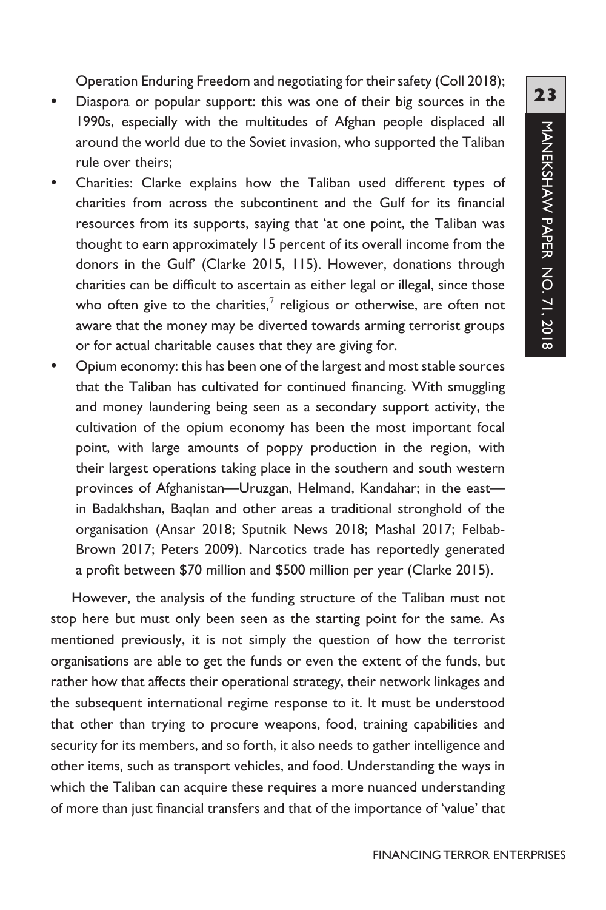Operation Enduring Freedom and negotiating for their safety (Coll 2018);

- Diaspora or popular support: this was one of their big sources in the 1990s, especially with the multitudes of Afghan people displaced all around the world due to the Soviet invasion, who supported the Taliban rule over theirs;
- Charities: Clarke explains how the Taliban used different types of charities from across the subcontinent and the Gulf for its financial resources from its supports, saying that 'at one point, the Taliban was thought to earn approximately 15 percent of its overall income from the donors in the Gulf' (Clarke 2015, 115). However, donations through charities can be difficult to ascertain as either legal or illegal, since those who often give to the charities,[7] religious or otherwise, are often not aware that the money may be diverted towards arming terrorist groups or for actual charitable causes that they are giving for.
- Opium economy: this has been one of the largest and most stable sources that the Taliban has cultivated for continued financing. With smuggling and money laundering being seen as a secondary support activity, the cultivation of the opium economy has been the most important focal point, with large amounts of poppy production in the region, with their largest operations taking place in the southern and south western provinces of Afghanistan—Uruzgan, Helmand, Kandahar; in the east—in Badakhshan, Baqlan and other areas a traditional stronghold of the organisation (Ansar 2018; Sputnik News 2018; Mashal 2017; Felbab-Brown 2017; Peters 2009). Narcotics trade has reportedly generated a profit between $70 million and $500 million per year (Clarke 2015).

However, the analysis of the funding structure of the Taliban must not stop here but must only been seen as the starting point for the same. As mentioned previously, it is not simply the question of how the terrorist organisations are able to get the funds or even the extent of the funds, but rather how that affects their operational strategy, their network linkages and the subsequent international regime response to it. It must be understood that other than trying to procure weapons, food, training capabilities and security for its members, and so forth, it also needs to gather intelligence and other items, such as transport vehicles, and food. Understanding the ways in which the Taliban can acquire these requires a more nuanced understanding of more than just financial transfers and that of the importance of 'value' that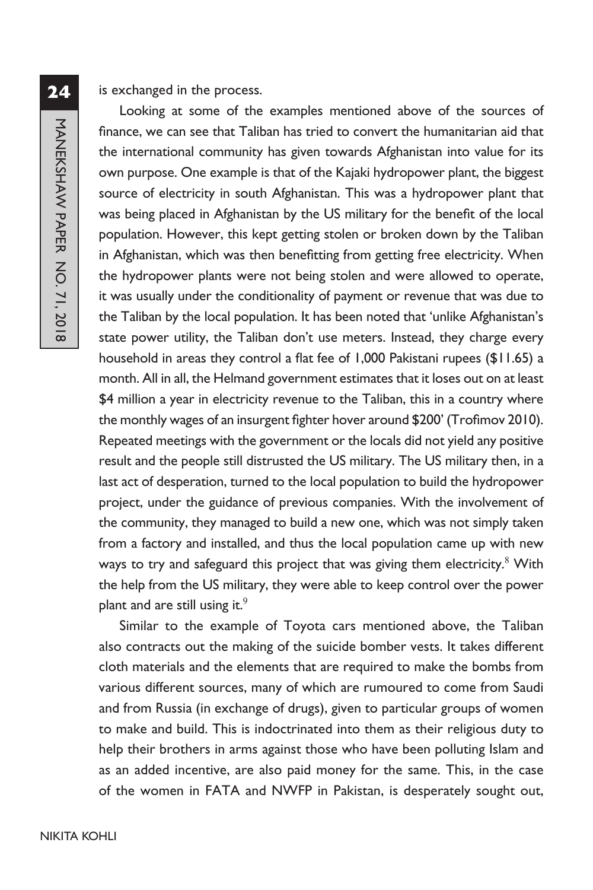is exchanged in the process.

Looking at some of the examples mentioned above of the sources of finance, we can see that Taliban has tried to convert the humanitarian aid that the international community has given towards Afghanistan into value for its own purpose. One example is that of the Kajaki hydropower plant, the biggest source of electricity in south Afghanistan. This was a hydropower plant that was being placed in Afghanistan by the US military for the benefit of the local population. However, this kept getting stolen or broken down by the Taliban in Afghanistan, which was then benefitting from getting free electricity. When the hydropower plants were not being stolen and were allowed to operate, it was usually under the conditionality of payment or revenue that was due to the Taliban by the local population. It has been noted that 'unlike Afghanistan's state power utility, the Taliban don't use meters. Instead, they charge every household in areas they control a flat fee of 1,000 Pakistani rupees ($11.65) a month. All in all, the Helmand government estimates that it loses out on at least $4 million a year in electricity revenue to the Taliban, this in a country where the monthly wages of an insurgent fighter hover around $200' (Trofimov 2010). Repeated meetings with the government or the locals did not yield any positive result and the people still distrusted the US military. The US military then, in a last act of desperation, turned to the local population to build the hydropower project, under the guidance of previous companies. With the involvement of the community, they managed to build a new one, which was not simply taken from a factory and installed, and thus the local population came up with new ways to try and safeguard this project that was giving them electricity.[8] With the help from the US military, they were able to keep control over the power plant and are still using it.[9]

Similar to the example of Toyota cars mentioned above, the Taliban also contracts out the making of the suicide bomber vests. It takes different cloth materials and the elements that are required to make the bombs from various different sources, many of which are rumoured to come from Saudi and from Russia (in exchange of drugs), given to particular groups of women to make and build. This is indoctrinated into them as their religious duty to help their brothers in arms against those who have been polluting Islam and as an added incentive, are also paid money for the same. This, in the case of the women in FATA and NWFP in Pakistan, is desperately sought out,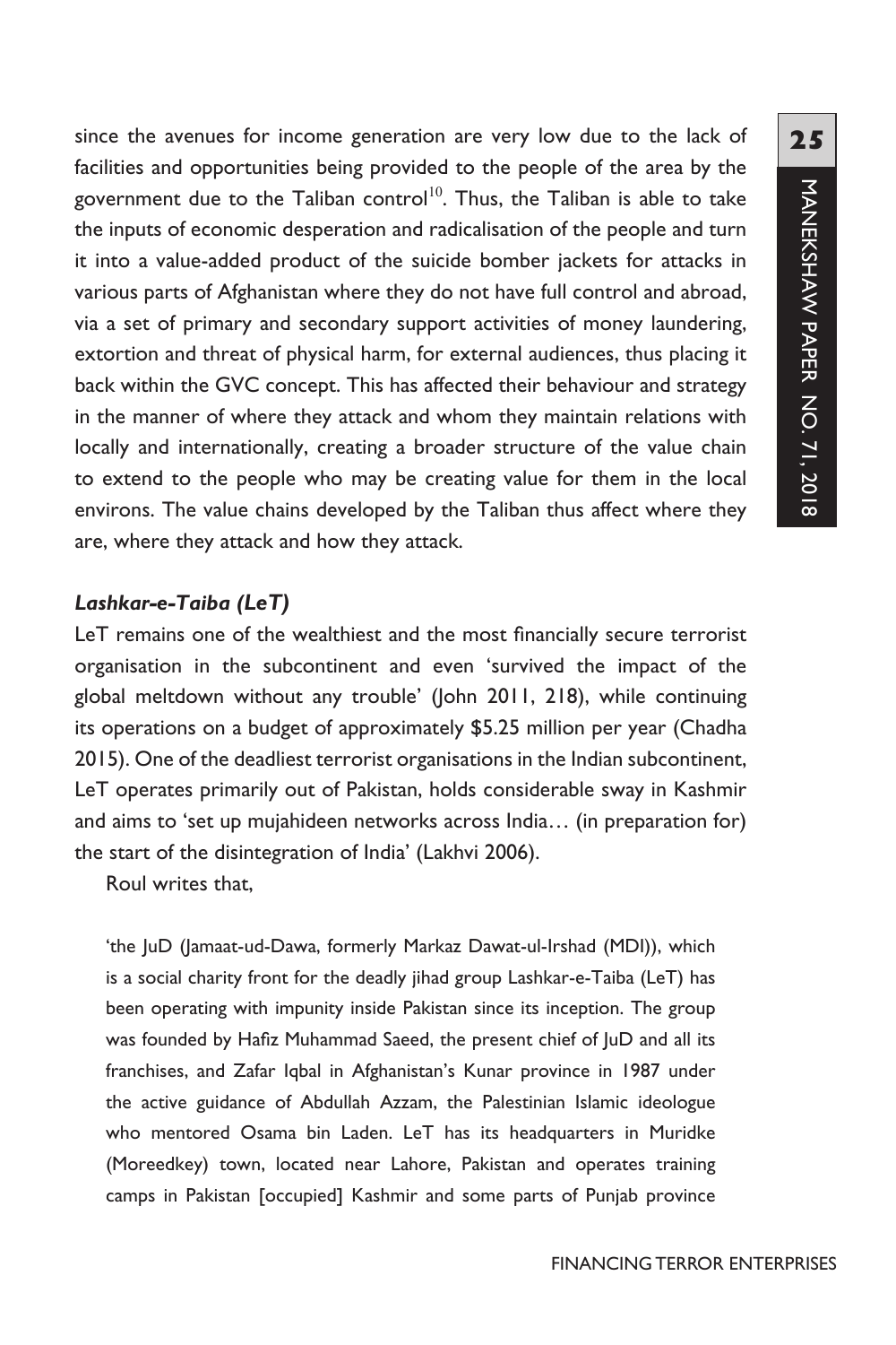since the avenues for income generation are very low due to the lack of facilities and opportunities being provided to the people of the area by the government due to the Taliban control[10]. Thus, the Taliban is able to take the inputs of economic desperation and radicalisation of the people and turn it into a value-added product of the suicide bomber jackets for attacks in various parts of Afghanistan where they do not have full control and abroad, via a set of primary and secondary support activities of money laundering, extortion and threat of physical harm, for external audiences, thus placing it back within the GVC concept. This has affected their behaviour and strategy in the manner of where they attack and whom they maintain relations with locally and internationally, creating a broader structure of the value chain to extend to the people who may be creating value for them in the local environs. The value chains developed by the Taliban thus affect where they are, where they attack and how they attack.

### *Lashkar-e-Taiba (LeT)*

LeT remains one of the wealthiest and the most financially secure terrorist organisation in the subcontinent and even 'survived the impact of the global meltdown without any trouble' (John 2011, 218), while continuing its operations on a budget of approximately $5.25 million per year (Chadha 2015). One of the deadliest terrorist organisations in the Indian subcontinent, LeT operates primarily out of Pakistan, holds considerable sway in Kashmir and aims to 'set up mujahideen networks across India… (in preparation for) the start of the disintegration of India' (Lakhvi 2006).

Roul writes that,

> 'the JuD (Jamaat-ud-Dawa, formerly Markaz Dawat-ul-Irshad (MDI)), which is a social charity front for the deadly jihad group Lashkar-e-Taiba (LeT) has been operating with impunity inside Pakistan since its inception. The group was founded by Hafiz Muhammad Saeed, the present chief of JuD and all its franchises, and Zafar Iqbal in Afghanistan's Kunar province in 1987 under the active guidance of Abdullah Azzam, the Palestinian Islamic ideologue who mentored Osama bin Laden. LeT has its headquarters in Muridke (Moreedkey) town, located near Lahore, Pakistan and operates training camps in Pakistan [occupied] Kashmir and some parts of Punjab province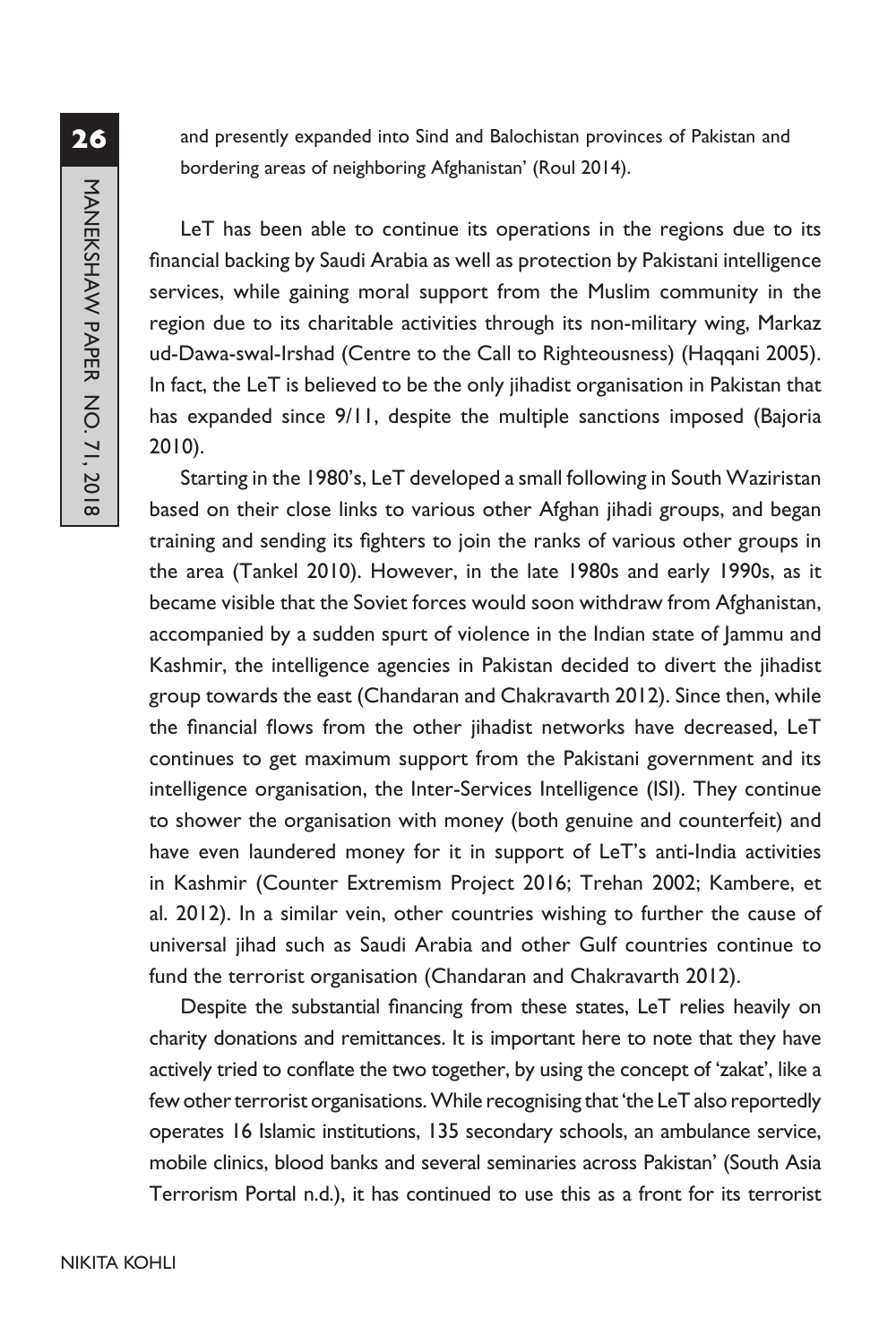and presently expanded into Sind and Balochistan provinces of Pakistan and bordering areas of neighboring Afghanistan' (Roul 2014).

LeT has been able to continue its operations in the regions due to its financial backing by Saudi Arabia as well as protection by Pakistani intelligence services, while gaining moral support from the Muslim community in the region due to its charitable activities through its non-military wing, Markaz ud-Dawa-swal-Irshad (Centre to the Call to Righteousness) (Haqqani 2005). In fact, the LeT is believed to be the only jihadist organisation in Pakistan that has expanded since 9/11, despite the multiple sanctions imposed (Bajoria 2010).

Starting in the 1980's, LeT developed a small following in South Waziristan based on their close links to various other Afghan jihadi groups, and began training and sending its fighters to join the ranks of various other groups in the area (Tankel 2010). However, in the late 1980s and early 1990s, as it became visible that the Soviet forces would soon withdraw from Afghanistan, accompanied by a sudden spurt of violence in the Indian state of Jammu and Kashmir, the intelligence agencies in Pakistan decided to divert the jihadist group towards the east (Chandaran and Chakravarth 2012). Since then, while the financial flows from the other jihadist networks have decreased, LeT continues to get maximum support from the Pakistani government and its intelligence organisation, the Inter-Services Intelligence (ISI). They continue to shower the organisation with money (both genuine and counterfeit) and have even laundered money for it in support of LeT's anti-India activities in Kashmir (Counter Extremism Project 2016; Trehan 2002; Kambere, et al. 2012). In a similar vein, other countries wishing to further the cause of universal jihad such as Saudi Arabia and other Gulf countries continue to fund the terrorist organisation (Chandaran and Chakravarth 2012).

Despite the substantial financing from these states, LeT relies heavily on charity donations and remittances. It is important here to note that they have actively tried to conflate the two together, by using the concept of 'zakat', like a few other terrorist organisations. While recognising that 'the LeT also reportedly operates 16 Islamic institutions, 135 secondary schools, an ambulance service, mobile clinics, blood banks and several seminaries across Pakistan' (South Asia Terrorism Portal n.d.), it has continued to use this as a front for its terrorist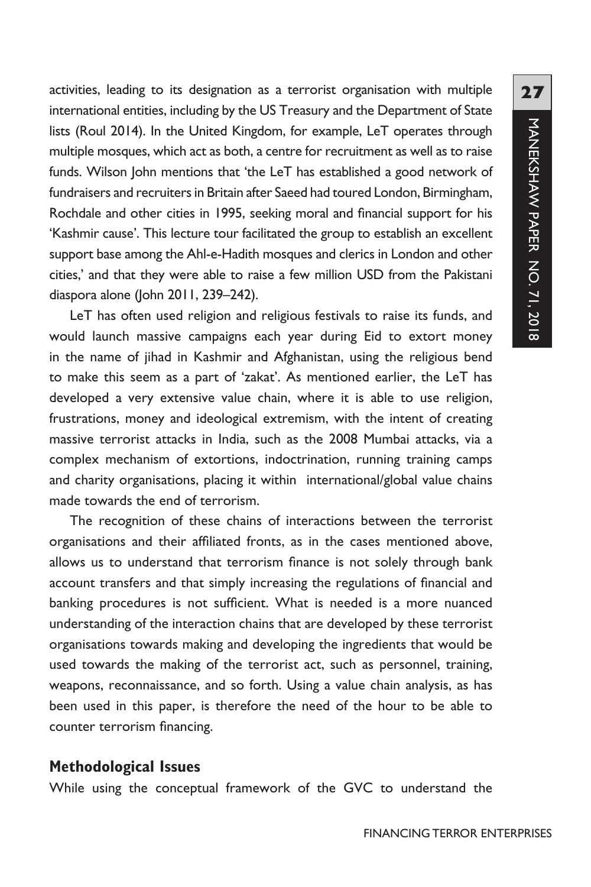activities, leading to its designation as a terrorist organisation with multiple international entities, including by the US Treasury and the Department of State lists (Roul 2014). In the United Kingdom, for example, LeT operates through multiple mosques, which act as both, a centre for recruitment as well as to raise funds. Wilson John mentions that 'the LeT has established a good network of fundraisers and recruiters in Britain after Saeed had toured London, Birmingham, Rochdale and other cities in 1995, seeking moral and financial support for his 'Kashmir cause'. This lecture tour facilitated the group to establish an excellent support base among the Ahl-e-Hadith mosques and clerics in London and other cities,' and that they were able to raise a few million USD from the Pakistani diaspora alone (John 2011, 239–242).

LeT has often used religion and religious festivals to raise its funds, and would launch massive campaigns each year during Eid to extort money in the name of jihad in Kashmir and Afghanistan, using the religious bend to make this seem as a part of 'zakat'. As mentioned earlier, the LeT has developed a very extensive value chain, where it is able to use religion, frustrations, money and ideological extremism, with the intent of creating massive terrorist attacks in India, such as the 2008 Mumbai attacks, via a complex mechanism of extortions, indoctrination, running training camps and charity organisations, placing it within international/global value chains made towards the end of terrorism.

The recognition of these chains of interactions between the terrorist organisations and their affiliated fronts, as in the cases mentioned above, allows us to understand that terrorism finance is not solely through bank account transfers and that simply increasing the regulations of financial and banking procedures is not sufficient. What is needed is a more nuanced understanding of the interaction chains that are developed by these terrorist organisations towards making and developing the ingredients that would be used towards the making of the terrorist act, such as personnel, training, weapons, reconnaissance, and so forth. Using a value chain analysis, as has been used in this paper, is therefore the need of the hour to be able to counter terrorism financing.

### Methodological Issues

While using the conceptual framework of the GVC to understand the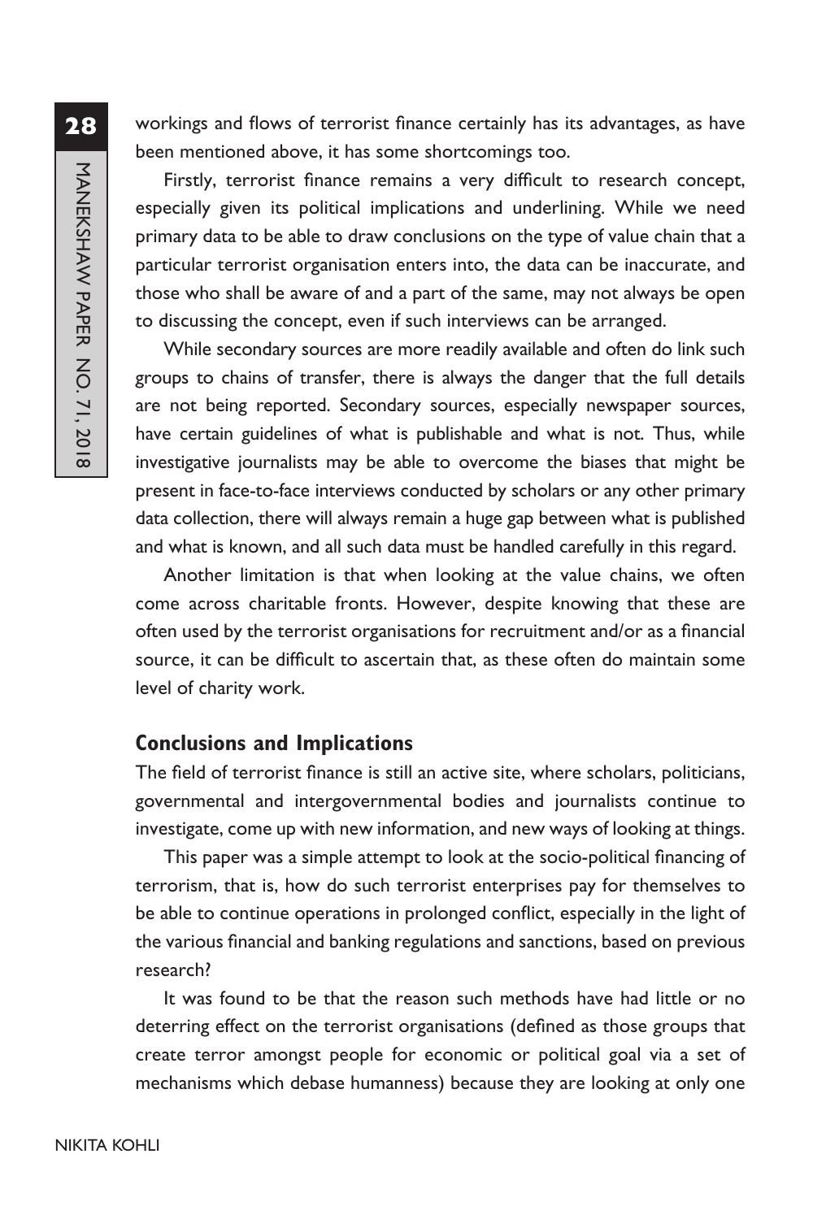workings and flows of terrorist finance certainly has its advantages, as have been mentioned above, it has some shortcomings too.

Firstly, terrorist finance remains a very difficult to research concept, especially given its political implications and underlining. While we need primary data to be able to draw conclusions on the type of value chain that a particular terrorist organisation enters into, the data can be inaccurate, and those who shall be aware of and a part of the same, may not always be open to discussing the concept, even if such interviews can be arranged.

While secondary sources are more readily available and often do link such groups to chains of transfer, there is always the danger that the full details are not being reported. Secondary sources, especially newspaper sources, have certain guidelines of what is publishable and what is not. Thus, while investigative journalists may be able to overcome the biases that might be present in face-to-face interviews conducted by scholars or any other primary data collection, there will always remain a huge gap between what is published and what is known, and all such data must be handled carefully in this regard.

Another limitation is that when looking at the value chains, we often come across charitable fronts. However, despite knowing that these are often used by the terrorist organisations for recruitment and/or as a financial source, it can be difficult to ascertain that, as these often do maintain some level of charity work.

## Conclusions and Implications

The field of terrorist finance is still an active site, where scholars, politicians, governmental and intergovernmental bodies and journalists continue to investigate, come up with new information, and new ways of looking at things.

This paper was a simple attempt to look at the socio-political financing of terrorism, that is, how do such terrorist enterprises pay for themselves to be able to continue operations in prolonged conflict, especially in the light of the various financial and banking regulations and sanctions, based on previous research?

It was found to be that the reason such methods have had little or no deterring effect on the terrorist organisations (defined as those groups that create terror amongst people for economic or political goal via a set of mechanisms which debase humanness) because they are looking at only one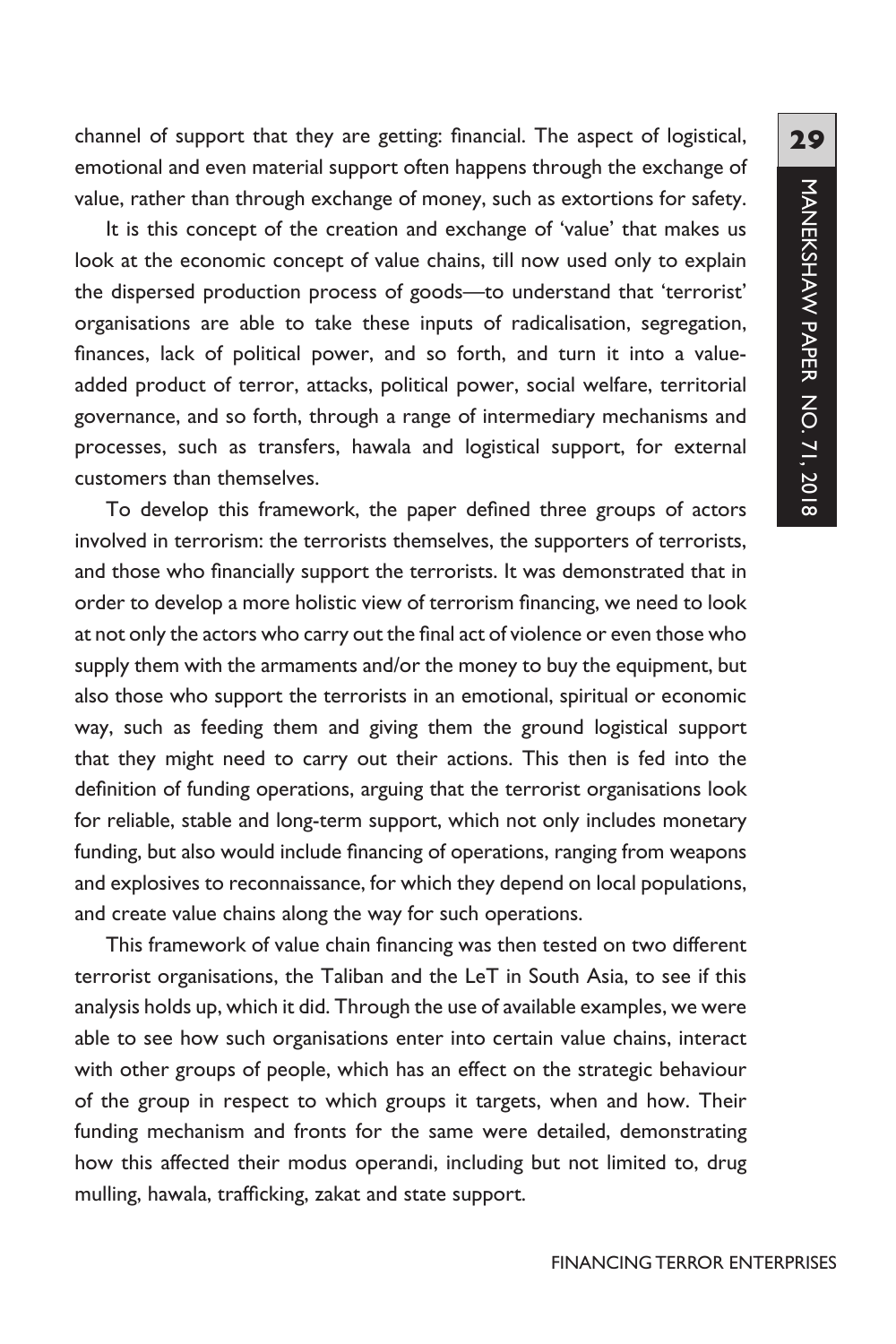channel of support that they are getting: financial. The aspect of logistical, emotional and even material support often happens through the exchange of value, rather than through exchange of money, such as extortions for safety.

It is this concept of the creation and exchange of 'value' that makes us look at the economic concept of value chains, till now used only to explain the dispersed production process of goods—to understand that 'terrorist' organisations are able to take these inputs of radicalisation, segregation, finances, lack of political power, and so forth, and turn it into a value-added product of terror, attacks, political power, social welfare, territorial governance, and so forth, through a range of intermediary mechanisms and processes, such as transfers, hawala and logistical support, for external customers than themselves.

To develop this framework, the paper defined three groups of actors involved in terrorism: the terrorists themselves, the supporters of terrorists, and those who financially support the terrorists. It was demonstrated that in order to develop a more holistic view of terrorism financing, we need to look at not only the actors who carry out the final act of violence or even those who supply them with the armaments and/or the money to buy the equipment, but also those who support the terrorists in an emotional, spiritual or economic way, such as feeding them and giving them the ground logistical support that they might need to carry out their actions. This then is fed into the definition of funding operations, arguing that the terrorist organisations look for reliable, stable and long-term support, which not only includes monetary funding, but also would include financing of operations, ranging from weapons and explosives to reconnaissance, for which they depend on local populations, and create value chains along the way for such operations.

This framework of value chain financing was then tested on two different terrorist organisations, the Taliban and the LeT in South Asia, to see if this analysis holds up, which it did. Through the use of available examples, we were able to see how such organisations enter into certain value chains, interact with other groups of people, which has an effect on the strategic behaviour of the group in respect to which groups it targets, when and how. Their funding mechanism and fronts for the same were detailed, demonstrating how this affected their modus operandi, including but not limited to, drug mulling, hawala, trafficking, zakat and state support.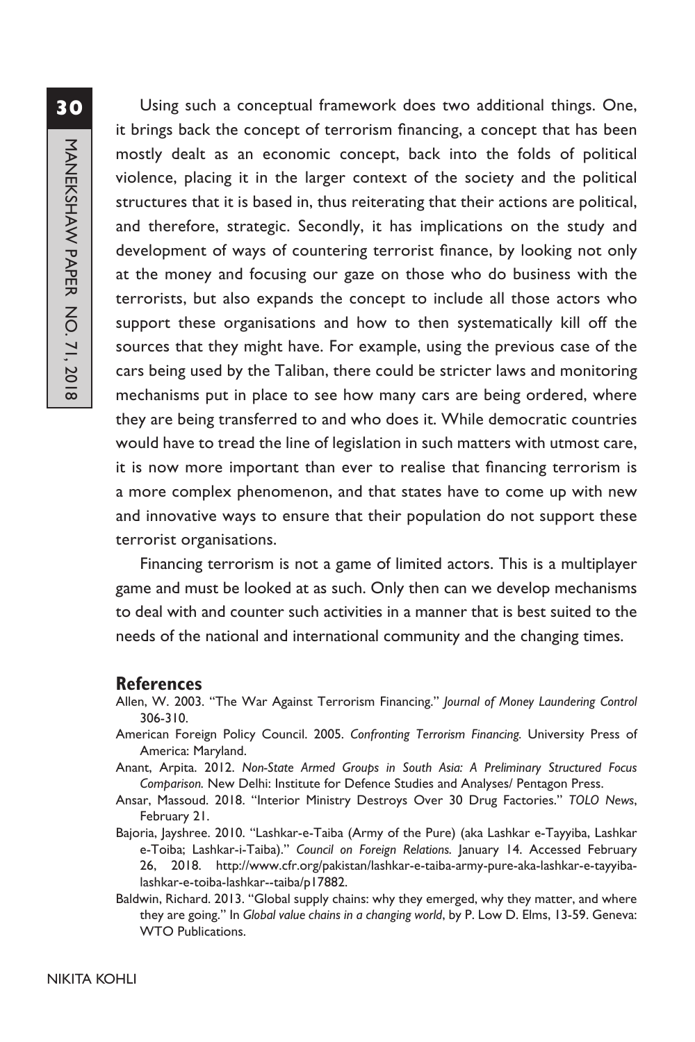Using such a conceptual framework does two additional things. One, it brings back the concept of terrorism financing, a concept that has been mostly dealt as an economic concept, back into the folds of political violence, placing it in the larger context of the society and the political structures that it is based in, thus reiterating that their actions are political, and therefore, strategic. Secondly, it has implications on the study and development of ways of countering terrorist finance, by looking not only at the money and focusing our gaze on those who do business with the terrorists, but also expands the concept to include all those actors who support these organisations and how to then systematically kill off the sources that they might have. For example, using the previous case of the cars being used by the Taliban, there could be stricter laws and monitoring mechanisms put in place to see how many cars are being ordered, where they are being transferred to and who does it. While democratic countries would have to tread the line of legislation in such matters with utmost care, it is now more important than ever to realise that financing terrorism is a more complex phenomenon, and that states have to come up with new and innovative ways to ensure that their population do not support these terrorist organisations.

Financing terrorism is not a game of limited actors. This is a multiplayer game and must be looked at as such. Only then can we develop mechanisms to deal with and counter such activities in a manner that is best suited to the needs of the national and international community and the changing times.

## References

Allen, W. 2003. "The War Against Terrorism Financing." *Journal of Money Laundering Control* 306-310.

American Foreign Policy Council. 2005. *Confronting Terrorism Financing.* University Press of America: Maryland.

Anant, Arpita. 2012. *Non-State Armed Groups in South Asia: A Preliminary Structured Focus Comparison.* New Delhi: Institute for Defence Studies and Analyses/ Pentagon Press.

Ansar, Massoud. 2018. "Interior Ministry Destroys Over 30 Drug Factories." *TOLO News*, February 21.

Bajoria, Jayshree. 2010. "Lashkar-e-Taiba (Army of the Pure) (aka Lashkar e-Tayyiba, Lashkar e-Toiba; Lashkar-i-Taiba)." *Council on Foreign Relations.* January 14. Accessed February 26, 2018. http://www.cfr.org/pakistan/lashkar-e-taiba-army-pure-aka-lashkar-e-tayyiba-lashkar-e-toiba-lashkar--taiba/p17882.

Baldwin, Richard. 2013. "Global supply chains: why they emerged, why they matter, and where they are going." In *Global value chains in a changing world*, by P. Low D. Elms, 13-59. Geneva: WTO Publications.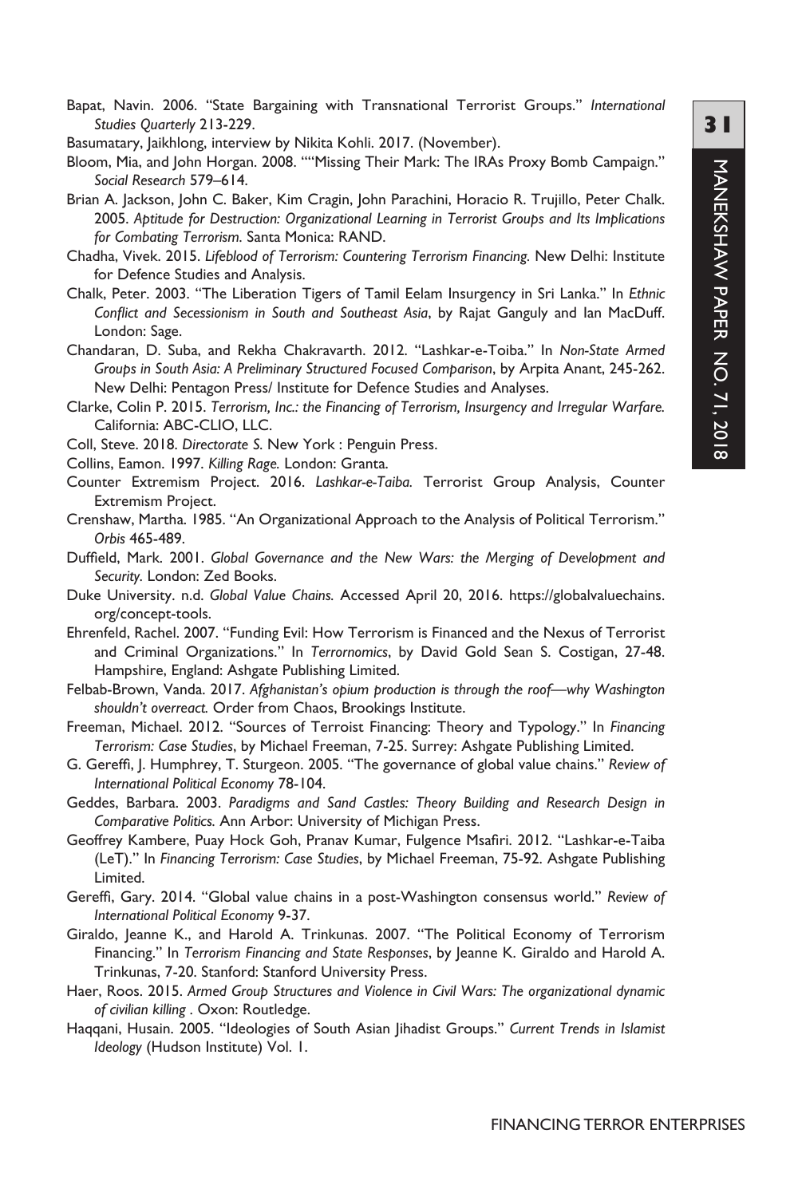Bapat, Navin. 2006. "State Bargaining with Transnational Terrorist Groups." *International Studies Quarterly* 213-229.

Basumatary, Jaikhlong, interview by Nikita Kohli. 2017. (November).

Bloom, Mia, and John Horgan. 2008. ""Missing Their Mark: The IRAs Proxy Bomb Campaign." *Social Research* 579–614.

Brian A. Jackson, John C. Baker, Kim Cragin, John Parachini, Horacio R. Trujillo, Peter Chalk. 2005. *Aptitude for Destruction: Organizational Learning in Terrorist Groups and Its Implications for Combating Terrorism.* Santa Monica: RAND.

Chadha, Vivek. 2015. *Lifeblood of Terrorism: Countering Terrorism Financing.* New Delhi: Institute for Defence Studies and Analysis.

Chalk, Peter. 2003. "The Liberation Tigers of Tamil Eelam Insurgency in Sri Lanka." In *Ethnic Conflict and Secessionism in South and Southeast Asia*, by Rajat Ganguly and Ian MacDuff. London: Sage.

Chandaran, D. Suba, and Rekha Chakravarth. 2012. "Lashkar-e-Toiba." In *Non-State Armed Groups in South Asia: A Preliminary Structured Focused Comparison*, by Arpita Anant, 245-262. New Delhi: Pentagon Press/ Institute for Defence Studies and Analyses.

Clarke, Colin P. 2015. *Terrorism, Inc.: the Financing of Terrorism, Insurgency and Irregular Warfare.* California: ABC-CLIO, LLC.

Coll, Steve. 2018. *Directorate S.* New York : Penguin Press.

Collins, Eamon. 1997. *Killing Rage.* London: Granta.

Counter Extremism Project. 2016. *Lashkar-e-Taiba.* Terrorist Group Analysis, Counter Extremism Project.

Crenshaw, Martha. 1985. "An Organizational Approach to the Analysis of Political Terrorism." *Orbis* 465-489.

Duffield, Mark. 2001. *Global Governance and the New Wars: the Merging of Development and Security.* London: Zed Books.

Duke University. n.d. *Global Value Chains.* Accessed April 20, 2016. https://globalvaluechains.org/concept-tools.

Ehrenfeld, Rachel. 2007. "Funding Evil: How Terrorism is Financed and the Nexus of Terrorist and Criminal Organizations." In *Terrornomics*, by David Gold Sean S. Costigan, 27-48. Hampshire, England: Ashgate Publishing Limited.

Felbab-Brown, Vanda. 2017. *Afghanistan's opium production is through the roof—why Washington shouldn't overreact.* Order from Chaos, Brookings Institute.

Freeman, Michael. 2012. "Sources of Terroist Financing: Theory and Typology." In *Financing Terrorism: Case Studies*, by Michael Freeman, 7-25. Surrey: Ashgate Publishing Limited.

G. Gereffi, J. Humphrey, T. Sturgeon. 2005. "The governance of global value chains." *Review of International Political Economy* 78-104.

Geddes, Barbara. 2003. *Paradigms and Sand Castles: Theory Building and Research Design in Comparative Politics.* Ann Arbor: University of Michigan Press.

Geoffrey Kambere, Puay Hock Goh, Pranav Kumar, Fulgence Msafiri. 2012. "Lashkar-e-Taiba (LeT)." In *Financing Terrorism: Case Studies*, by Michael Freeman, 75-92. Ashgate Publishing Limited.

Gereffi, Gary. 2014. "Global value chains in a post-Washington consensus world." *Review of International Political Economy* 9-37.

Giraldo, Jeanne K., and Harold A. Trinkunas. 2007. "The Political Economy of Terrorism Financing." In *Terrorism Financing and State Responses*, by Jeanne K. Giraldo and Harold A. Trinkunas, 7-20. Stanford: Stanford University Press.

Haer, Roos. 2015. *Armed Group Structures and Violence in Civil Wars: The organizational dynamic of civilian killing .* Oxon: Routledge.

Haqqani, Husain. 2005. "Ideologies of South Asian Jihadist Groups." *Current Trends in Islamist Ideology* (Hudson Institute) Vol. 1.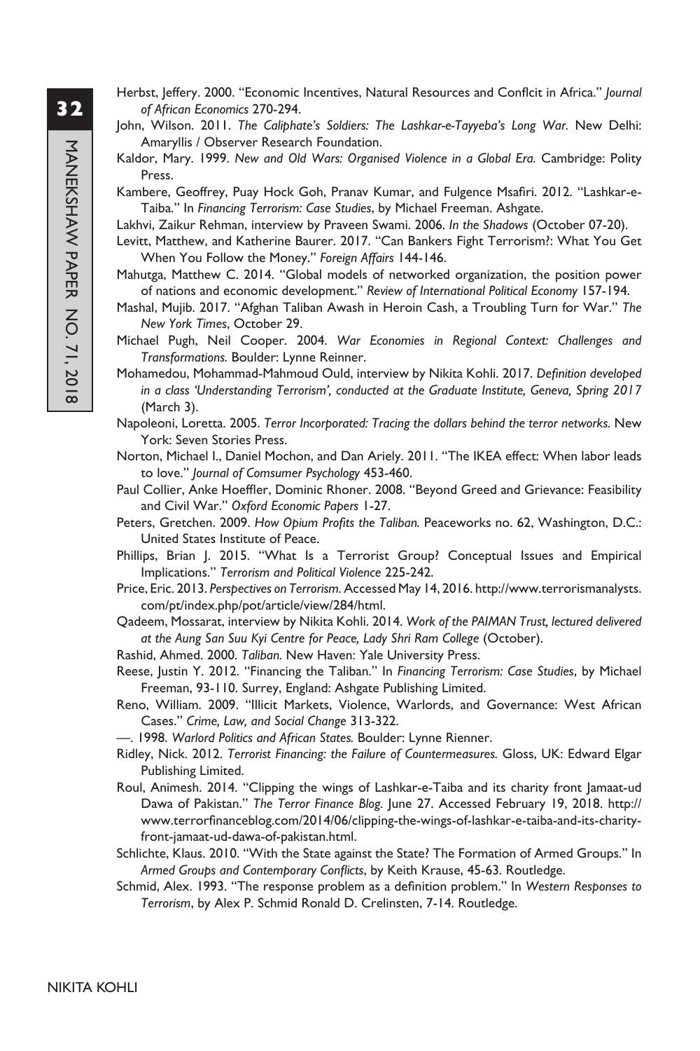Herbst, Jeffery. 2000. "Economic Incentives, Natural Resources and Conflcit in Africa." *Journal of African Economics* 270-294.

John, Wilson. 2011. *The Caliphate's Soldiers: The Lashkar-e-Tayyeba's Long War.* New Delhi: Amaryllis / Observer Research Foundation.

Kaldor, Mary. 1999. *New and Old Wars: Organised Violence in a Global Era.* Cambridge: Polity Press.

Kambere, Geoffrey, Puay Hock Goh, Pranav Kumar, and Fulgence Msafiri. 2012. "Lashkar-e-Taiba." In *Financing Terrorism: Case Studies*, by Michael Freeman. Ashgate.

Lakhvi, Zaikur Rehman, interview by Praveen Swami. 2006. *In the Shadows* (October 07-20).

Levitt, Matthew, and Katherine Baurer. 2017. "Can Bankers Fight Terrorism?: What You Get When You Follow the Money." *Foreign Affairs* 144-146.

Mahutga, Matthew C. 2014. "Global models of networked organization, the position power of nations and economic development." *Review of International Political Economy* 157-194.

Mashal, Mujib. 2017. "Afghan Taliban Awash in Heroin Cash, a Troubling Turn for War." *The New York Times*, October 29.

Michael Pugh, Neil Cooper. 2004. *War Economies in Regional Context: Challenges and Transformations.* Boulder: Lynne Reinner.

Mohamedou, Mohammad-Mahmoud Ould, interview by Nikita Kohli. 2017. *Definition developed in a class 'Understanding Terrorism', conducted at the Graduate Institute, Geneva, Spring 2017* (March 3).

Napoleoni, Loretta. 2005. *Terror Incorporated: Tracing the dollars behind the terror networks.* New York: Seven Stories Press.

Norton, Michael I., Daniel Mochon, and Dan Ariely. 2011. "The IKEA effect: When labor leads to love." *Journal of Comsumer Psychology* 453-460.

Paul Collier, Anke Hoeffler, Dominic Rhoner. 2008. "Beyond Greed and Grievance: Feasibility and Civil War." *Oxford Economic Papers* 1-27.

Peters, Gretchen. 2009. *How Opium Profits the Taliban.* Peaceworks no. 62, Washington, D.C.: United States Institute of Peace.

Phillips, Brian J. 2015. "What Is a Terrorist Group? Conceptual Issues and Empirical Implications." *Terrorism and Political Violence* 225-242.

Price, Eric. 2013. *Perspectives on Terrorism.* Accessed May 14, 2016. http://www.terrorismanalysts.com/pt/index.php/pot/article/view/284/html.

Qadeem, Mossarat, interview by Nikita Kohli. 2014. *Work of the PAIMAN Trust, lectured delivered at the Aung San Suu Kyi Centre for Peace, Lady Shri Ram College* (October).

Rashid, Ahmed. 2000. *Taliban.* New Haven: Yale University Press.

Reese, Justin Y. 2012. "Financing the Taliban." In *Financing Terrorism: Case Studies*, by Michael Freeman, 93-110. Surrey, England: Ashgate Publishing Limited.

Reno, William. 2009. "Illicit Markets, Violence, Warlords, and Governance: West African Cases." *Crime, Law, and Social Change* 313-322.

—. 1998. *Warlord Politics and African States.* Boulder: Lynne Rienner.

Ridley, Nick. 2012. *Terrorist Financing: the Failure of Countermeasures.* Gloss, UK: Edward Elgar Publishing Limited.

Roul, Animesh. 2014. "Clipping the wings of Lashkar-e-Taiba and its charity front Jamaat-ud Dawa of Pakistan." *The Terror Finance Blog.* June 27. Accessed February 19, 2018. http://www.terrorfinanceblog.com/2014/06/clipping-the-wings-of-lashkar-e-taiba-and-its-charity-front-jamaat-ud-dawa-of-pakistan.html.

Schlichte, Klaus. 2010. "With the State against the State? The Formation of Armed Groups." In *Armed Groups and Contemporary Conflicts*, by Keith Krause, 45-63. Routledge.

Schmid, Alex. 1993. "The response problem as a definition problem." In *Western Responses to Terrorism*, by Alex P. Schmid Ronald D. Crelinsten, 7-14. Routledge.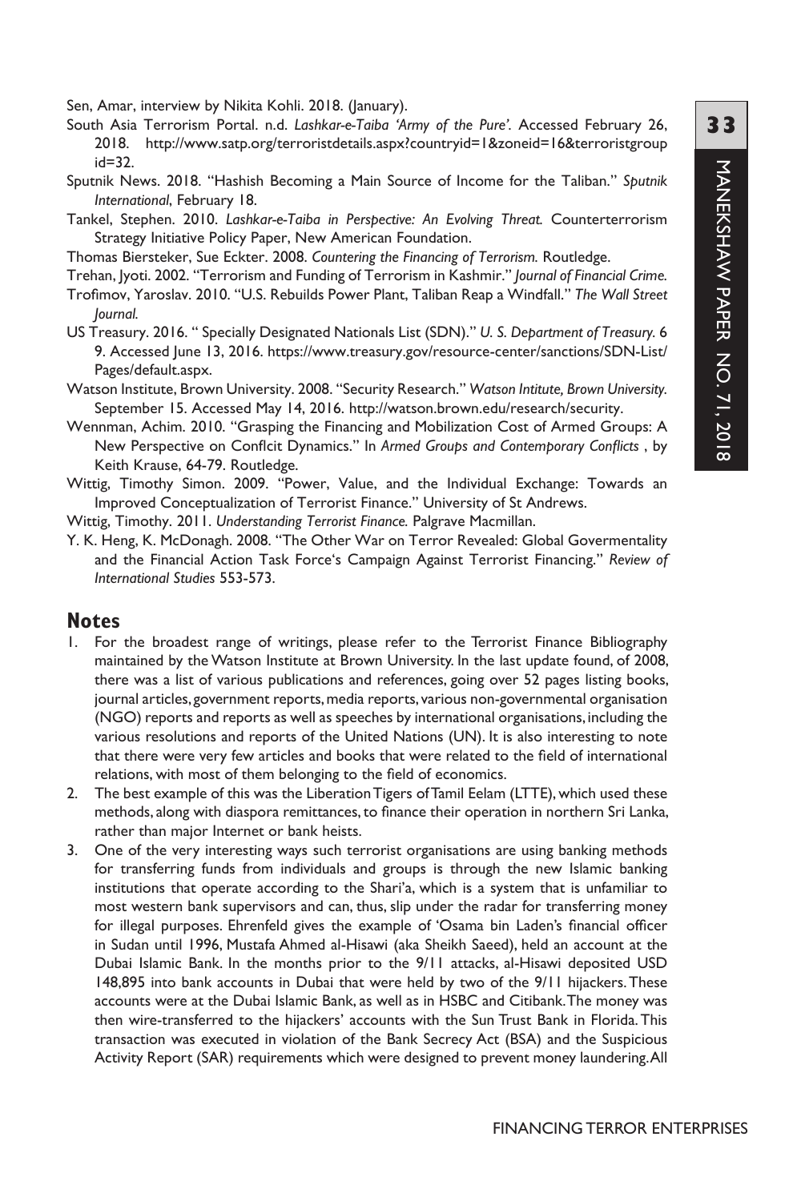Sen, Amar, interview by Nikita Kohli. 2018. (January).

South Asia Terrorism Portal. n.d. *Lashkar-e-Taiba 'Army of the Pure'.* Accessed February 26, 2018. http://www.satp.org/terroristdetails.aspx?countryid=1&zoneid=16&terroristgroupid=32.

Sputnik News. 2018. "Hashish Becoming a Main Source of Income for the Taliban." *Sputnik International*, February 18.

Tankel, Stephen. 2010. *Lashkar-e-Taiba in Perspective: An Evolving Threat.* Counterterrorism Strategy Initiative Policy Paper, New American Foundation.

Thomas Biersteker, Sue Eckter. 2008. *Countering the Financing of Terrorism.* Routledge.

Trehan, Jyoti. 2002. "Terrorism and Funding of Terrorism in Kashmir." *Journal of Financial Crime.*

Trofimov, Yaroslav. 2010. "U.S. Rebuilds Power Plant, Taliban Reap a Windfall." *The Wall Street Journal.*

US Treasury. 2016. " Specially Designated Nationals List (SDN)." *U. S. Department of Treasury.* 6 9. Accessed June 13, 2016. https://www.treasury.gov/resource-center/sanctions/SDN-List/Pages/default.aspx.

Watson Institute, Brown University. 2008. "Security Research." *Watson Intitute, Brown University.* September 15. Accessed May 14, 2016. http://watson.brown.edu/research/security.

Wennman, Achim. 2010. "Grasping the Financing and Mobilization Cost of Armed Groups: A New Perspective on Conflcit Dynamics." In *Armed Groups and Contemporary Conflicts* , by Keith Krause, 64-79. Routledge.

Wittig, Timothy Simon. 2009. "Power, Value, and the Individual Exchange: Towards an Improved Conceptualization of Terrorist Finance." University of St Andrews.

Wittig, Timothy. 2011. *Understanding Terrorist Finance.* Palgrave Macmillan.

Y. K. Heng, K. McDonagh. 2008. "The Other War on Terror Revealed: Global Governmentality and the Financial Action Task Force's Campaign Against Terrorist Financing." *Review of International Studies* 553-573.

## Notes

1. For the broadest range of writings, please refer to the Terrorist Finance Bibliography maintained by the Watson Institute at Brown University. In the last update found, of 2008, there was a list of various publications and references, going over 52 pages listing books, journal articles, government reports, media reports, various non-governmental organisation (NGO) reports and reports as well as speeches by international organisations, including the various resolutions and reports of the United Nations (UN). It is also interesting to note that there were very few articles and books that were related to the field of international relations, with most of them belonging to the field of economics.
2. The best example of this was the Liberation Tigers of Tamil Eelam (LTTE), which used these methods, along with diaspora remittances, to finance their operation in northern Sri Lanka, rather than major Internet or bank heists.
3. One of the very interesting ways such terrorist organisations are using banking methods for transferring funds from individuals and groups is through the new Islamic banking institutions that operate according to the Shari'a, which is a system that is unfamiliar to most western bank supervisors and can, thus, slip under the radar for transferring money for illegal purposes. Ehrenfeld gives the example of 'Osama bin Laden's financial officer in Sudan until 1996, Mustafa Ahmed al-Hisawi (aka Sheikh Saeed), held an account at the Dubai Islamic Bank. In the months prior to the 9/11 attacks, al-Hisawi deposited USD 148,895 into bank accounts in Dubai that were held by two of the 9/11 hijackers. These accounts were at the Dubai Islamic Bank, as well as in HSBC and Citibank. The money was then wire-transferred to the hijackers' accounts with the Sun Trust Bank in Florida. This transaction was executed in violation of the Bank Secrecy Act (BSA) and the Suspicious Activity Report (SAR) requirements which were designed to prevent money laundering. All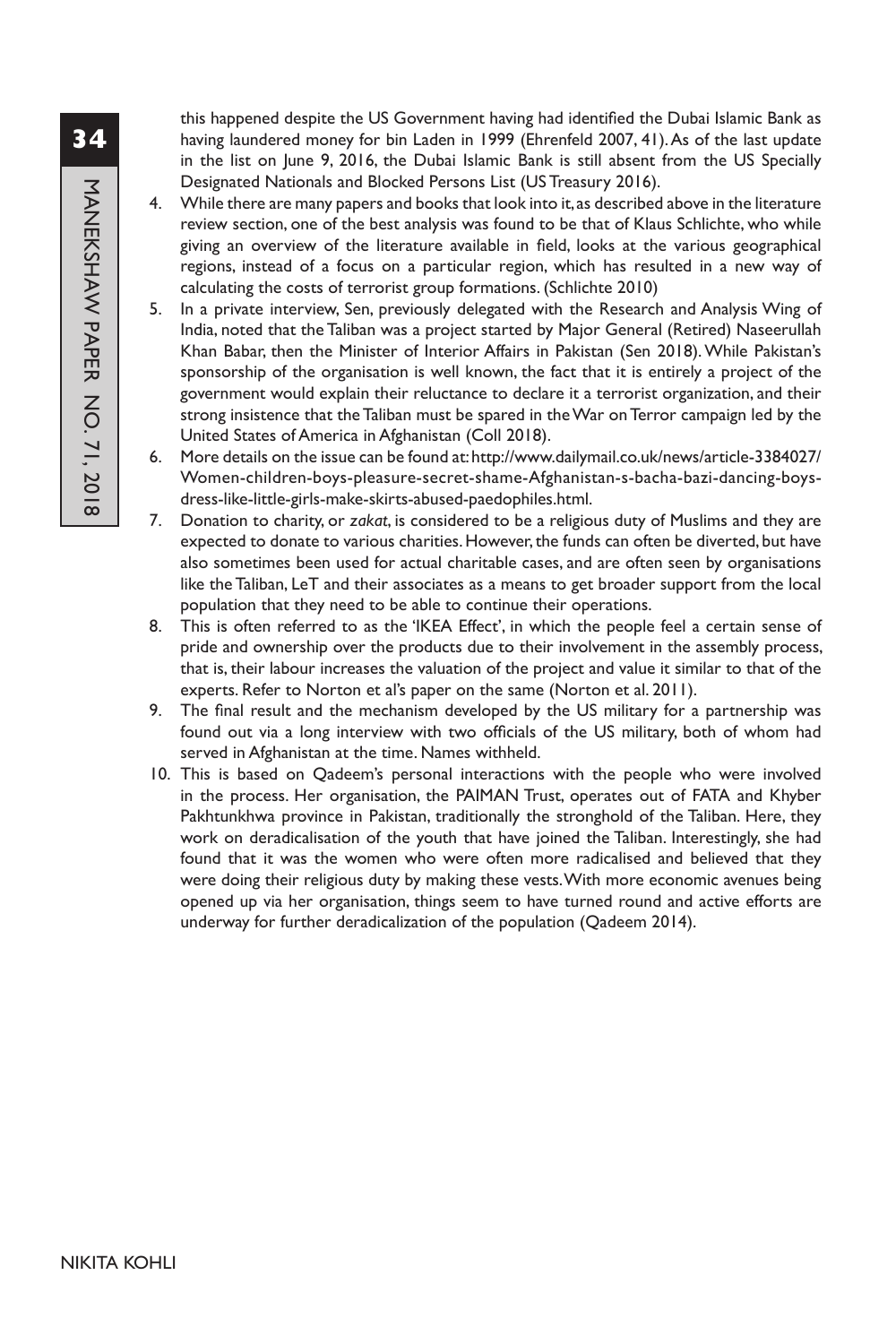this happened despite the US Government having had identified the Dubai Islamic Bank as having laundered money for bin Laden in 1999 (Ehrenfeld 2007, 41). As of the last update in the list on June 9, 2016, the Dubai Islamic Bank is still absent from the US Specially Designated Nationals and Blocked Persons List (US Treasury 2016).

4. While there are many papers and books that look into it, as described above in the literature review section, one of the best analysis was found to be that of Klaus Schlichte, who while giving an overview of the literature available in field, looks at the various geographical regions, instead of a focus on a particular region, which has resulted in a new way of calculating the costs of terrorist group formations. (Schlichte 2010)
5. In a private interview, Sen, previously delegated with the Research and Analysis Wing of India, noted that the Taliban was a project started by Major General (Retired) Naseerullah Khan Babar, then the Minister of Interior Affairs in Pakistan (Sen 2018). While Pakistan's sponsorship of the organisation is well known, the fact that it is entirely a project of the government would explain their reluctance to declare it a terrorist organization, and their strong insistence that the Taliban must be spared in the War on Terror campaign led by the United States of America in Afghanistan (Coll 2018).
6. More details on the issue can be found at: http://www.dailymail.co.uk/news/article-3384027/Women-children-boys-pleasure-secret-shame-Afghanistan-s-bacha-bazi-dancing-boys-dress-like-little-girls-make-skirts-abused-paedophiles.html.
7. Donation to charity, or *zakat*, is considered to be a religious duty of Muslims and they are expected to donate to various charities. However, the funds can often be diverted, but have also sometimes been used for actual charitable cases, and are often seen by organisations like the Taliban, LeT and their associates as a means to get broader support from the local population that they need to be able to continue their operations.
8. This is often referred to as the 'IKEA Effect', in which the people feel a certain sense of pride and ownership over the products due to their involvement in the assembly process, that is, their labour increases the valuation of the project and value it similar to that of the experts. Refer to Norton et al's paper on the same (Norton et al. 2011).
9. The final result and the mechanism developed by the US military for a partnership was found out via a long interview with two officials of the US military, both of whom had served in Afghanistan at the time. Names withheld.
10. This is based on Qadeem's personal interactions with the people who were involved in the process. Her organisation, the PAIMAN Trust, operates out of FATA and Khyber Pakhtunkhwa province in Pakistan, traditionally the stronghold of the Taliban. Here, they work on deradicalisation of the youth that have joined the Taliban. Interestingly, she had found that it was the women who were often more radicalised and believed that they were doing their religious duty by making these vests. With more economic avenues being opened up via her organisation, things seem to have turned round and active efforts are underway for further deradicalization of the population (Qadeem 2014).